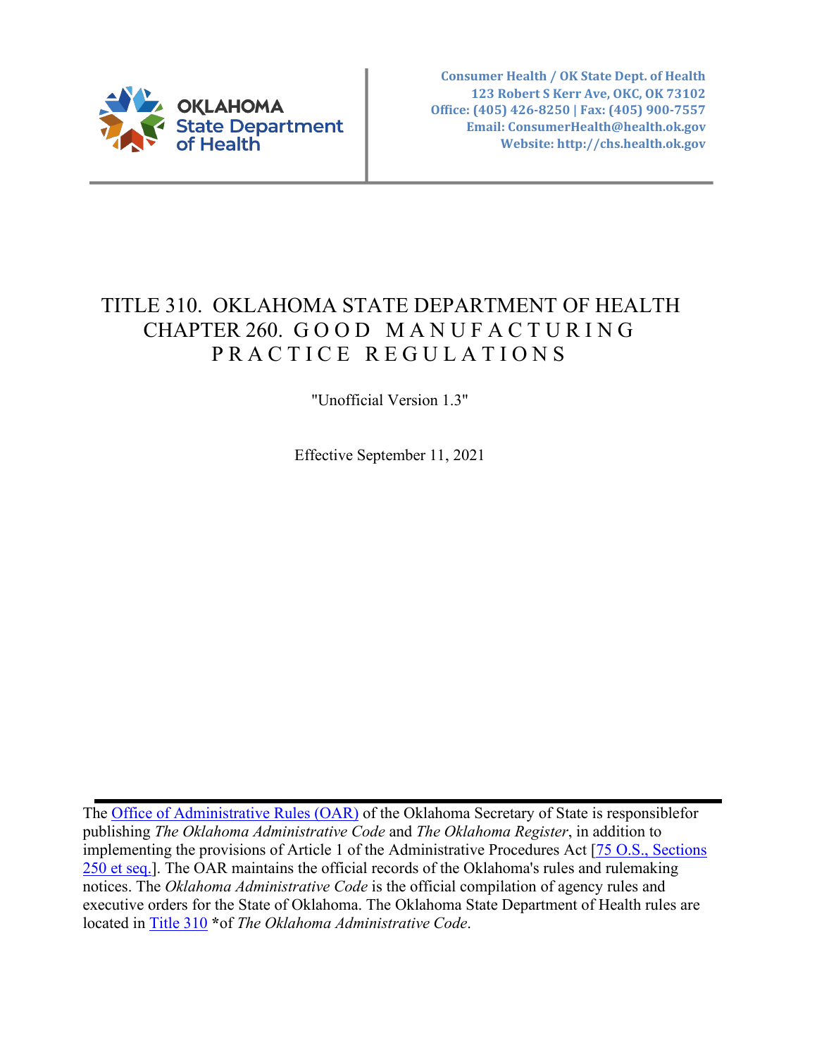Consumer Health / OK State Dept. of Health
123 Robert S Kerr Ave, OKC, OK 73102
Office: (405) 426-8250 | Fax: (405) 900-7557
Email: ConsumerHealth@health.ok.gov
Website: http://chs.health.ok.gov

# TITLE 310. OKLAHOMA STATE DEPARTMENT OF HEALTH
# CHAPTER 260. GOOD MANUFACTURING PRACTICE REGULATIONS

"Unofficial Version 1.3"

Effective September 11, 2021

---

The Office of Administrative Rules (OAR) of the Oklahoma Secretary of State is responsiblefor publishing *The Oklahoma Administrative Code* and *The Oklahoma Register*, in addition to implementing the provisions of Article 1 of the Administrative Procedures Act [75 O.S., Sections 250 et seq.]. The OAR maintains the official records of the Oklahoma's rules and rulemaking notices. The *Oklahoma Administrative Code* is the official compilation of agency rules and executive orders for the State of Oklahoma. The Oklahoma State Department of Health rules are located in Title 310 *of *The Oklahoma Administrative Code*.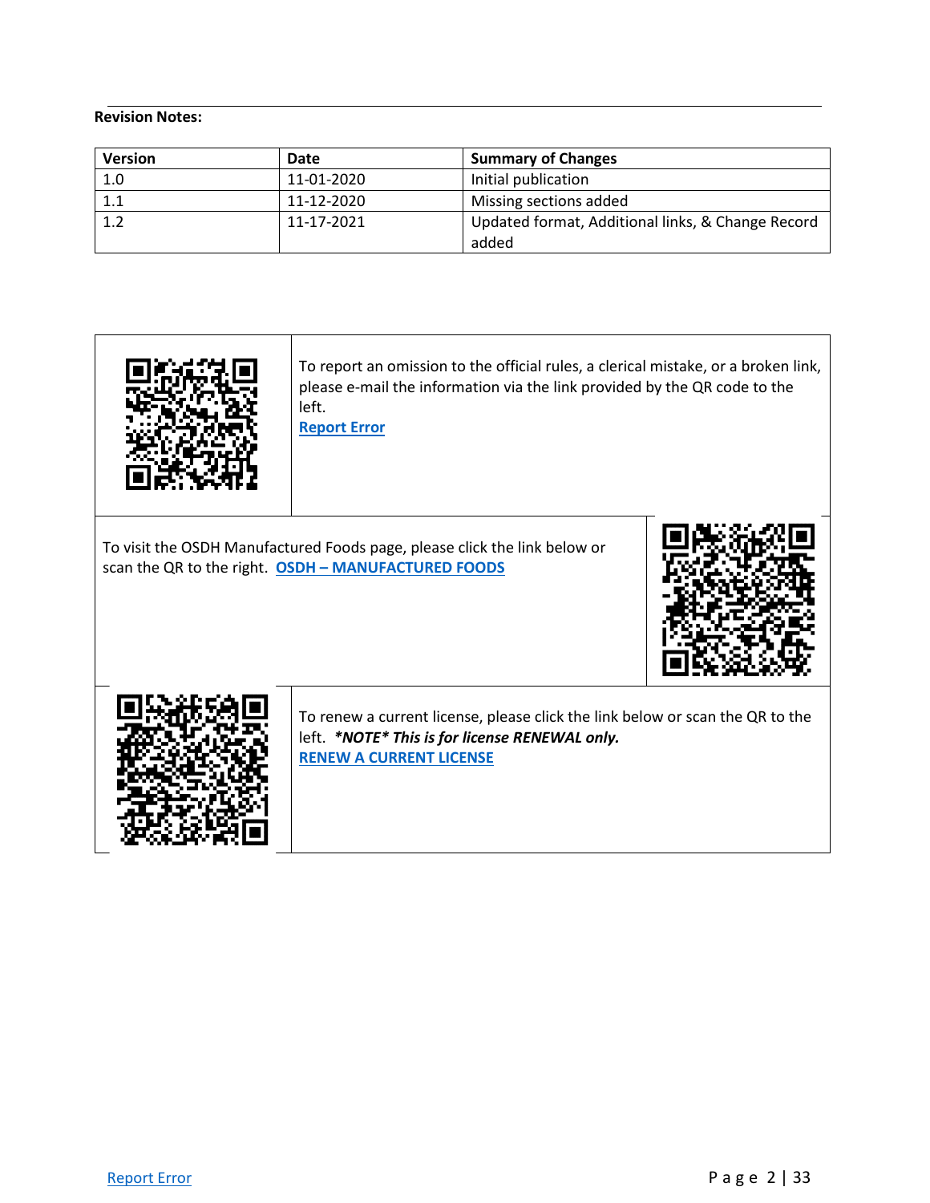**Revision Notes:**

| Version | Date | Summary of Changes |
|---|---|---|
| 1.0 | 11-01-2020 | Initial publication |
| 1.1 | 11-12-2020 | Missing sections added |
| 1.2 | 11-17-2021 | Updated format, Additional links, & Change Record added |

To report an omission to the official rules, a clerical mistake, or a broken link, please e-mail the information via the link provided by the QR code to the left.
Report Error

To visit the OSDH Manufactured Foods page, please click the link below or scan the QR to the right. OSDH – MANUFACTURED FOODS

To renew a current license, please click the link below or scan the QR to the left. ***NOTE* This is for license RENEWAL only.**
RENEW A CURRENT LICENSE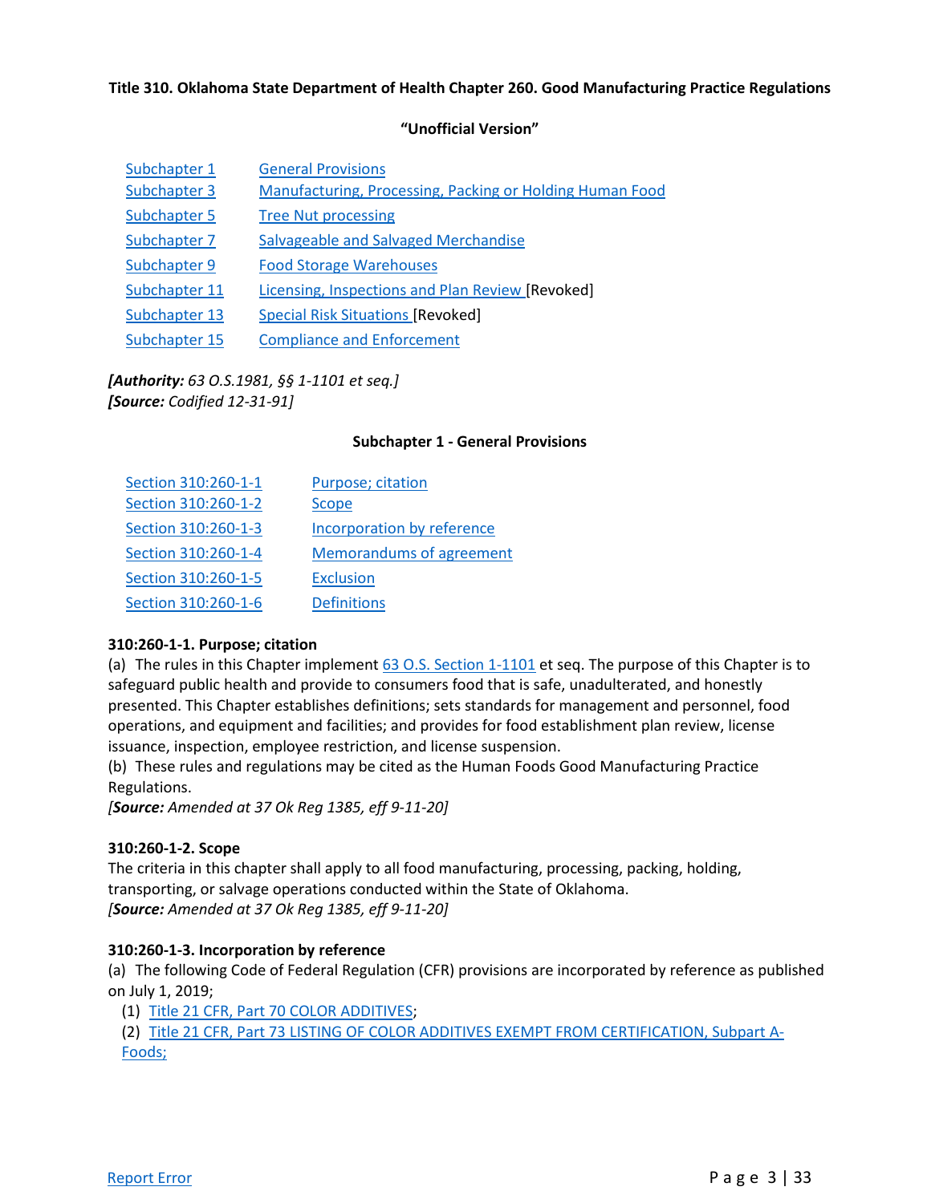**Title 310. Oklahoma State Department of Health Chapter 260. Good Manufacturing Practice Regulations**

**"Unofficial Version"**

| | |
|---|---|
| Subchapter 1 | General Provisions |
| Subchapter 3 | Manufacturing, Processing, Packing or Holding Human Food |
| Subchapter 5 | Tree Nut processing |
| Subchapter 7 | Salvageable and Salvaged Merchandise |
| Subchapter 9 | Food Storage Warehouses |
| Subchapter 11 | Licensing, Inspections and Plan Review [Revoked] |
| Subchapter 13 | Special Risk Situations [Revoked] |
| Subchapter 15 | Compliance and Enforcement |

***[Authority:** 63 O.S.1981, §§ 1-1101 et seq.]*
***[Source:** Codified 12-31-91]*

## Subchapter 1 - General Provisions

| | |
|---|---|
| Section 310:260-1-1 | Purpose; citation |
| Section 310:260-1-2 | Scope |
| Section 310:260-1-3 | Incorporation by reference |
| Section 310:260-1-4 | Memorandums of agreement |
| Section 310:260-1-5 | Exclusion |
| Section 310:260-1-6 | Definitions |

**310:260-1-1. Purpose; citation**

(a) The rules in this Chapter implement 63 O.S. Section 1-1101 et seq. The purpose of this Chapter is to safeguard public health and provide to consumers food that is safe, unadulterated, and honestly presented. This Chapter establishes definitions; sets standards for management and personnel, food operations, and equipment and facilities; and provides for food establishment plan review, license issuance, inspection, employee restriction, and license suspension.

(b) These rules and regulations may be cited as the Human Foods Good Manufacturing Practice Regulations.

*[**Source:** Amended at 37 Ok Reg 1385, eff 9-11-20]*

**310:260-1-2. Scope**

The criteria in this chapter shall apply to all food manufacturing, processing, packing, holding, transporting, or salvage operations conducted within the State of Oklahoma.

*[**Source:** Amended at 37 Ok Reg 1385, eff 9-11-20]*

**310:260-1-3. Incorporation by reference**

(a) The following Code of Federal Regulation (CFR) provisions are incorporated by reference as published on July 1, 2019;

(1) Title 21 CFR, Part 70 COLOR ADDITIVES;

(2) Title 21 CFR, Part 73 LISTING OF COLOR ADDITIVES EXEMPT FROM CERTIFICATION, Subpart A-Foods;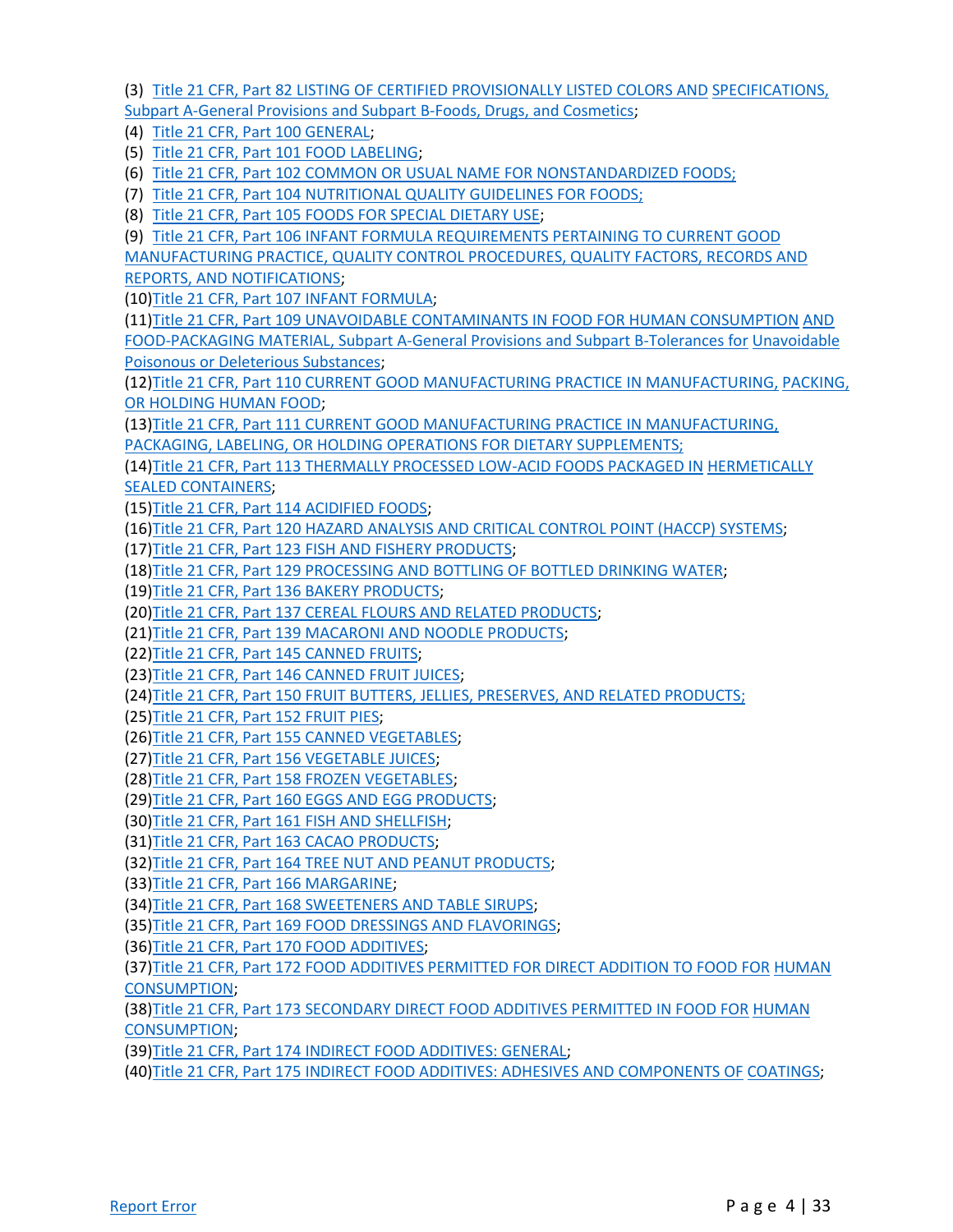(3) Title 21 CFR, Part 82 LISTING OF CERTIFIED PROVISIONALLY LISTED COLORS AND SPECIFICATIONS, Subpart A-General Provisions and Subpart B-Foods, Drugs, and Cosmetics;
(4) Title 21 CFR, Part 100 GENERAL;
(5) Title 21 CFR, Part 101 FOOD LABELING;
(6) Title 21 CFR, Part 102 COMMON OR USUAL NAME FOR NONSTANDARDIZED FOODS;
(7) Title 21 CFR, Part 104 NUTRITIONAL QUALITY GUIDELINES FOR FOODS;
(8) Title 21 CFR, Part 105 FOODS FOR SPECIAL DIETARY USE;
(9) Title 21 CFR, Part 106 INFANT FORMULA REQUIREMENTS PERTAINING TO CURRENT GOOD MANUFACTURING PRACTICE, QUALITY CONTROL PROCEDURES, QUALITY FACTORS, RECORDS AND REPORTS, AND NOTIFICATIONS;
(10) Title 21 CFR, Part 107 INFANT FORMULA;
(11) Title 21 CFR, Part 109 UNAVOIDABLE CONTAMINANTS IN FOOD FOR HUMAN CONSUMPTION AND FOOD-PACKAGING MATERIAL, Subpart A-General Provisions and Subpart B-Tolerances for Unavoidable Poisonous or Deleterious Substances;
(12) Title 21 CFR, Part 110 CURRENT GOOD MANUFACTURING PRACTICE IN MANUFACTURING, PACKING, OR HOLDING HUMAN FOOD;
(13) Title 21 CFR, Part 111 CURRENT GOOD MANUFACTURING PRACTICE IN MANUFACTURING, PACKAGING, LABELING, OR HOLDING OPERATIONS FOR DIETARY SUPPLEMENTS;
(14) Title 21 CFR, Part 113 THERMALLY PROCESSED LOW-ACID FOODS PACKAGED IN HERMETICALLY SEALED CONTAINERS;
(15) Title 21 CFR, Part 114 ACIDIFIED FOODS;
(16) Title 21 CFR, Part 120 HAZARD ANALYSIS AND CRITICAL CONTROL POINT (HACCP) SYSTEMS;
(17) Title 21 CFR, Part 123 FISH AND FISHERY PRODUCTS;
(18) Title 21 CFR, Part 129 PROCESSING AND BOTTLING OF BOTTLED DRINKING WATER;
(19) Title 21 CFR, Part 136 BAKERY PRODUCTS;
(20) Title 21 CFR, Part 137 CEREAL FLOURS AND RELATED PRODUCTS;
(21) Title 21 CFR, Part 139 MACARONI AND NOODLE PRODUCTS;
(22) Title 21 CFR, Part 145 CANNED FRUITS;
(23) Title 21 CFR, Part 146 CANNED FRUIT JUICES;
(24) Title 21 CFR, Part 150 FRUIT BUTTERS, JELLIES, PRESERVES, AND RELATED PRODUCTS;
(25) Title 21 CFR, Part 152 FRUIT PIES;
(26) Title 21 CFR, Part 155 CANNED VEGETABLES;
(27) Title 21 CFR, Part 156 VEGETABLE JUICES;
(28) Title 21 CFR, Part 158 FROZEN VEGETABLES;
(29) Title 21 CFR, Part 160 EGGS AND EGG PRODUCTS;
(30) Title 21 CFR, Part 161 FISH AND SHELLFISH;
(31) Title 21 CFR, Part 163 CACAO PRODUCTS;
(32) Title 21 CFR, Part 164 TREE NUT AND PEANUT PRODUCTS;
(33) Title 21 CFR, Part 166 MARGARINE;
(34) Title 21 CFR, Part 168 SWEETENERS AND TABLE SIRUPS;
(35) Title 21 CFR, Part 169 FOOD DRESSINGS AND FLAVORINGS;
(36) Title 21 CFR, Part 170 FOOD ADDITIVES;
(37) Title 21 CFR, Part 172 FOOD ADDITIVES PERMITTED FOR DIRECT ADDITION TO FOOD FOR HUMAN CONSUMPTION;
(38) Title 21 CFR, Part 173 SECONDARY DIRECT FOOD ADDITIVES PERMITTED IN FOOD FOR HUMAN CONSUMPTION;
(39) Title 21 CFR, Part 174 INDIRECT FOOD ADDITIVES: GENERAL;
(40) Title 21 CFR, Part 175 INDIRECT FOOD ADDITIVES: ADHESIVES AND COMPONENTS OF COATINGS;

Report Error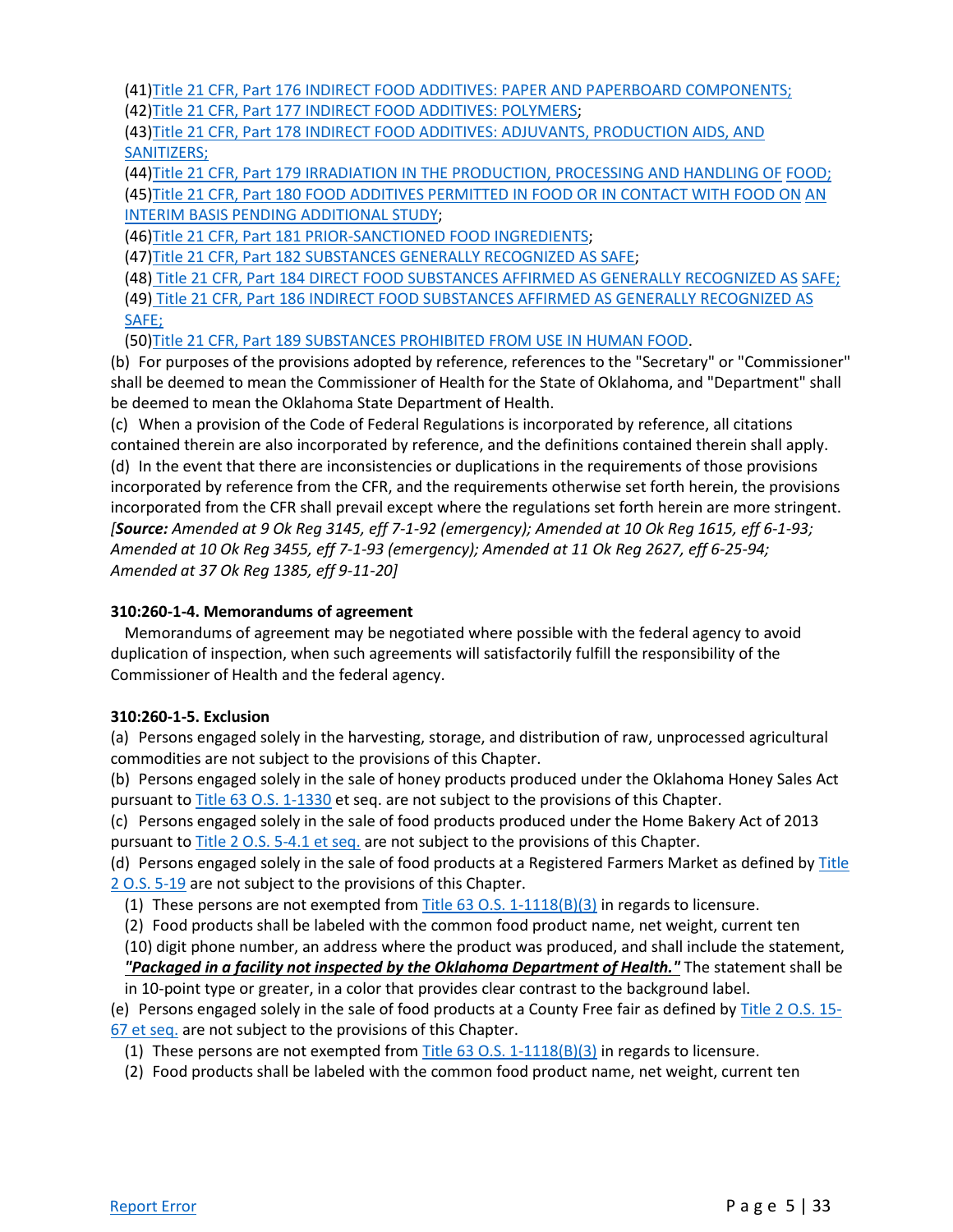(41) Title 21 CFR, Part 176 INDIRECT FOOD ADDITIVES: PAPER AND PAPERBOARD COMPONENTS;
(42) Title 21 CFR, Part 177 INDIRECT FOOD ADDITIVES: POLYMERS;
(43) Title 21 CFR, Part 178 INDIRECT FOOD ADDITIVES: ADJUVANTS, PRODUCTION AIDS, AND SANITIZERS;
(44) Title 21 CFR, Part 179 IRRADIATION IN THE PRODUCTION, PROCESSING AND HANDLING OF FOOD;
(45) Title 21 CFR, Part 180 FOOD ADDITIVES PERMITTED IN FOOD OR IN CONTACT WITH FOOD ON AN INTERIM BASIS PENDING ADDITIONAL STUDY;
(46) Title 21 CFR, Part 181 PRIOR-SANCTIONED FOOD INGREDIENTS;
(47) Title 21 CFR, Part 182 SUBSTANCES GENERALLY RECOGNIZED AS SAFE;
(48) Title 21 CFR, Part 184 DIRECT FOOD SUBSTANCES AFFIRMED AS GENERALLY RECOGNIZED AS SAFE;
(49) Title 21 CFR, Part 186 INDIRECT FOOD SUBSTANCES AFFIRMED AS GENERALLY RECOGNIZED AS SAFE;
(50) Title 21 CFR, Part 189 SUBSTANCES PROHIBITED FROM USE IN HUMAN FOOD.

(b) For purposes of the provisions adopted by reference, references to the "Secretary" or "Commissioner" shall be deemed to mean the Commissioner of Health for the State of Oklahoma, and "Department" shall be deemed to mean the Oklahoma State Department of Health.
(c) When a provision of the Code of Federal Regulations is incorporated by reference, all citations contained therein are also incorporated by reference, and the definitions contained therein shall apply.
(d) In the event that there are inconsistencies or duplications in the requirements of those provisions incorporated by reference from the CFR, and the requirements otherwise set forth herein, the provisions incorporated from the CFR shall prevail except where the regulations set forth herein are more stringent.
*[**Source:** Amended at 9 Ok Reg 3145, eff 7-1-92 (emergency); Amended at 10 Ok Reg 1615, eff 6-1-93; Amended at 10 Ok Reg 3455, eff 7-1-93 (emergency); Amended at 11 Ok Reg 2627, eff 6-25-94; Amended at 37 Ok Reg 1385, eff 9-11-20]*

**310:260-1-4. Memorandums of agreement**

Memorandums of agreement may be negotiated where possible with the federal agency to avoid duplication of inspection, when such agreements will satisfactorily fulfill the responsibility of the Commissioner of Health and the federal agency.

**310:260-1-5. Exclusion**

(a) Persons engaged solely in the harvesting, storage, and distribution of raw, unprocessed agricultural commodities are not subject to the provisions of this Chapter.
(b) Persons engaged solely in the sale of honey products produced under the Oklahoma Honey Sales Act pursuant to Title 63 O.S. 1-1330 et seq. are not subject to the provisions of this Chapter.
(c) Persons engaged solely in the sale of food products produced under the Home Bakery Act of 2013 pursuant to Title 2 O.S. 5-4.1 et seq. are not subject to the provisions of this Chapter.
(d) Persons engaged solely in the sale of food products at a Registered Farmers Market as defined by Title 2 O.S. 5-19 are not subject to the provisions of this Chapter.

(1) These persons are not exempted from Title 63 O.S. 1-1118(B)(3) in regards to licensure.
(2) Food products shall be labeled with the common food product name, net weight, current ten (10) digit phone number, an address where the product was produced, and shall include the statement, ***"Packaged in a facility not inspected by the Oklahoma Department of Health."*** The statement shall be in 10-point type or greater, in a color that provides clear contrast to the background label.

(e) Persons engaged solely in the sale of food products at a County Free fair as defined by Title 2 O.S. 15-67 et seq. are not subject to the provisions of this Chapter.

(1) These persons are not exempted from Title 63 O.S. 1-1118(B)(3) in regards to licensure.
(2) Food products shall be labeled with the common food product name, net weight, current ten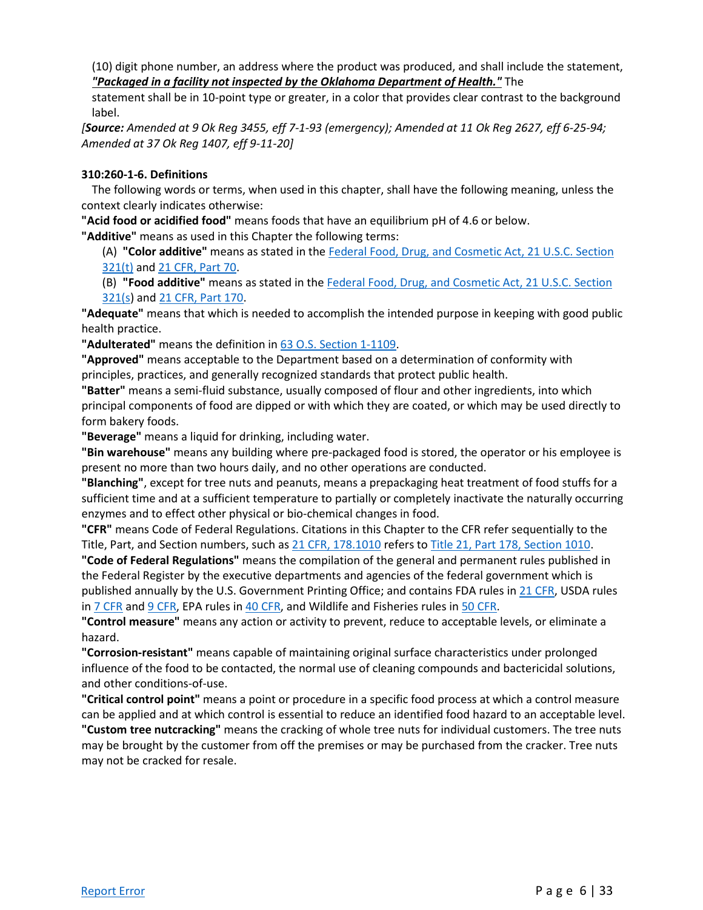(10) digit phone number, an address where the product was produced, and shall include the statement, ***"Packaged in a facility not inspected by the Oklahoma Department of Health."*** The statement shall be in 10-point type or greater, in a color that provides clear contrast to the background label.

*[**Source:** Amended at 9 Ok Reg 3455, eff 7-1-93 (emergency); Amended at 11 Ok Reg 2627, eff 6-25-94; Amended at 37 Ok Reg 1407, eff 9-11-20]*

**310:260-1-6. Definitions**

The following words or terms, when used in this chapter, shall have the following meaning, unless the context clearly indicates otherwise:

**"Acid food or acidified food"** means foods that have an equilibrium pH of 4.6 or below.

**"Additive"** means as used in this Chapter the following terms:

(A) **"Color additive"** means as stated in the Federal Food, Drug, and Cosmetic Act, 21 U.S.C. Section 321(t) and 21 CFR, Part 70.

(B) **"Food additive"** means as stated in the Federal Food, Drug, and Cosmetic Act, 21 U.S.C. Section 321(s) and 21 CFR, Part 170.

**"Adequate"** means that which is needed to accomplish the intended purpose in keeping with good public health practice.

**"Adulterated"** means the definition in 63 O.S. Section 1-1109.

**"Approved"** means acceptable to the Department based on a determination of conformity with principles, practices, and generally recognized standards that protect public health.

**"Batter"** means a semi-fluid substance, usually composed of flour and other ingredients, into which principal components of food are dipped or with which they are coated, or which may be used directly to form bakery foods.

**"Beverage"** means a liquid for drinking, including water.

**"Bin warehouse"** means any building where pre-packaged food is stored, the operator or his employee is present no more than two hours daily, and no other operations are conducted.

**"Blanching"**, except for tree nuts and peanuts, means a prepackaging heat treatment of food stuffs for a sufficient time and at a sufficient temperature to partially or completely inactivate the naturally occurring enzymes and to effect other physical or bio-chemical changes in food.

**"CFR"** means Code of Federal Regulations. Citations in this Chapter to the CFR refer sequentially to the Title, Part, and Section numbers, such as 21 CFR, 178.1010 refers to Title 21, Part 178, Section 1010.

**"Code of Federal Regulations"** means the compilation of the general and permanent rules published in the Federal Register by the executive departments and agencies of the federal government which is published annually by the U.S. Government Printing Office; and contains FDA rules in 21 CFR, USDA rules in 7 CFR and 9 CFR, EPA rules in 40 CFR, and Wildlife and Fisheries rules in 50 CFR.

**"Control measure"** means any action or activity to prevent, reduce to acceptable levels, or eliminate a hazard.

**"Corrosion-resistant"** means capable of maintaining original surface characteristics under prolonged influence of the food to be contacted, the normal use of cleaning compounds and bactericidal solutions, and other conditions-of-use.

**"Critical control point"** means a point or procedure in a specific food process at which a control measure can be applied and at which control is essential to reduce an identified food hazard to an acceptable level.

**"Custom tree nutcracking"** means the cracking of whole tree nuts for individual customers. The tree nuts may be brought by the customer from off the premises or may be purchased from the cracker. Tree nuts may not be cracked for resale.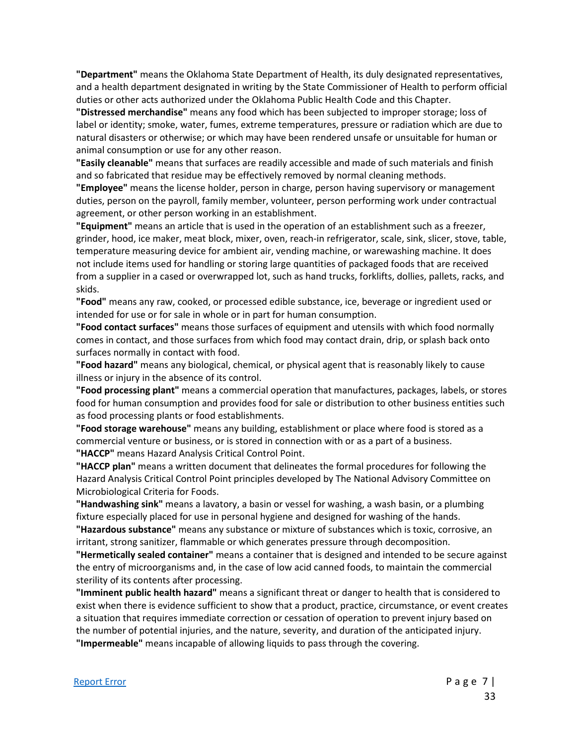**"Department"** means the Oklahoma State Department of Health, its duly designated representatives, and a health department designated in writing by the State Commissioner of Health to perform official duties or other acts authorized under the Oklahoma Public Health Code and this Chapter.

**"Distressed merchandise"** means any food which has been subjected to improper storage; loss of label or identity; smoke, water, fumes, extreme temperatures, pressure or radiation which are due to natural disasters or otherwise; or which may have been rendered unsafe or unsuitable for human or animal consumption or use for any other reason.

**"Easily cleanable"** means that surfaces are readily accessible and made of such materials and finish and so fabricated that residue may be effectively removed by normal cleaning methods.

**"Employee"** means the license holder, person in charge, person having supervisory or management duties, person on the payroll, family member, volunteer, person performing work under contractual agreement, or other person working in an establishment.

**"Equipment"** means an article that is used in the operation of an establishment such as a freezer, grinder, hood, ice maker, meat block, mixer, oven, reach-in refrigerator, scale, sink, slicer, stove, table, temperature measuring device for ambient air, vending machine, or warewashing machine. It does not include items used for handling or storing large quantities of packaged foods that are received from a supplier in a cased or overwrapped lot, such as hand trucks, forklifts, dollies, pallets, racks, and skids.

**"Food"** means any raw, cooked, or processed edible substance, ice, beverage or ingredient used or intended for use or for sale in whole or in part for human consumption.

**"Food contact surfaces"** means those surfaces of equipment and utensils with which food normally comes in contact, and those surfaces from which food may contact drain, drip, or splash back onto surfaces normally in contact with food.

**"Food hazard"** means any biological, chemical, or physical agent that is reasonably likely to cause illness or injury in the absence of its control.

**"Food processing plant"** means a commercial operation that manufactures, packages, labels, or stores food for human consumption and provides food for sale or distribution to other business entities such as food processing plants or food establishments.

**"Food storage warehouse"** means any building, establishment or place where food is stored as a commercial venture or business, or is stored in connection with or as a part of a business.

**"HACCP"** means Hazard Analysis Critical Control Point.

**"HACCP plan"** means a written document that delineates the formal procedures for following the Hazard Analysis Critical Control Point principles developed by The National Advisory Committee on Microbiological Criteria for Foods.

**"Handwashing sink"** means a lavatory, a basin or vessel for washing, a wash basin, or a plumbing fixture especially placed for use in personal hygiene and designed for washing of the hands.

**"Hazardous substance"** means any substance or mixture of substances which is toxic, corrosive, an irritant, strong sanitizer, flammable or which generates pressure through decomposition.

**"Hermetically sealed container"** means a container that is designed and intended to be secure against the entry of microorganisms and, in the case of low acid canned foods, to maintain the commercial sterility of its contents after processing.

**"Imminent public health hazard"** means a significant threat or danger to health that is considered to exist when there is evidence sufficient to show that a product, practice, circumstance, or event creates a situation that requires immediate correction or cessation of operation to prevent injury based on the number of potential injuries, and the nature, severity, and duration of the anticipated injury.

**"Impermeable"** means incapable of allowing liquids to pass through the covering.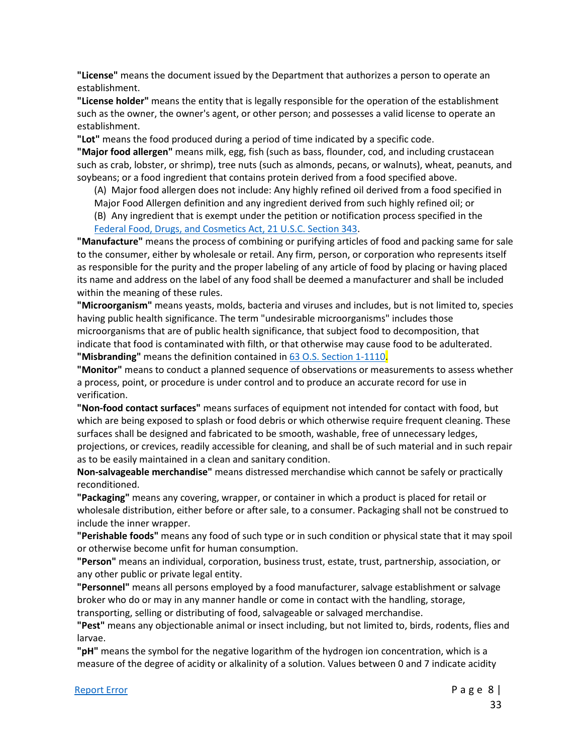**"License"** means the document issued by the Department that authorizes a person to operate an establishment.

**"License holder"** means the entity that is legally responsible for the operation of the establishment such as the owner, the owner's agent, or other person; and possesses a valid license to operate an establishment.

**"Lot"** means the food produced during a period of time indicated by a specific code.

**"Major food allergen"** means milk, egg, fish (such as bass, flounder, cod, and including crustacean such as crab, lobster, or shrimp), tree nuts (such as almonds, pecans, or walnuts), wheat, peanuts, and soybeans; or a food ingredient that contains protein derived from a food specified above.

(A) Major food allergen does not include: Any highly refined oil derived from a food specified in Major Food Allergen definition and any ingredient derived from such highly refined oil; or

(B) Any ingredient that is exempt under the petition or notification process specified in the Federal Food, Drugs, and Cosmetics Act, 21 U.S.C. Section 343.

**"Manufacture"** means the process of combining or purifying articles of food and packing same for sale to the consumer, either by wholesale or retail. Any firm, person, or corporation who represents itself as responsible for the purity and the proper labeling of any article of food by placing or having placed its name and address on the label of any food shall be deemed a manufacturer and shall be included within the meaning of these rules.

**"Microorganism"** means yeasts, molds, bacteria and viruses and includes, but is not limited to, species having public health significance. The term "undesirable microorganisms" includes those microorganisms that are of public health significance, that subject food to decomposition, that indicate that food is contaminated with filth, or that otherwise may cause food to be adulterated.

**"Misbranding"** means the definition contained in 63 O.S. Section 1-1110.

**"Monitor"** means to conduct a planned sequence of observations or measurements to assess whether a process, point, or procedure is under control and to produce an accurate record for use in verification.

**"Non-food contact surfaces"** means surfaces of equipment not intended for contact with food, but which are being exposed to splash or food debris or which otherwise require frequent cleaning. These surfaces shall be designed and fabricated to be smooth, washable, free of unnecessary ledges, projections, or crevices, readily accessible for cleaning, and shall be of such material and in such repair as to be easily maintained in a clean and sanitary condition.

**Non-salvageable merchandise"** means distressed merchandise which cannot be safely or practically reconditioned.

**"Packaging"** means any covering, wrapper, or container in which a product is placed for retail or wholesale distribution, either before or after sale, to a consumer. Packaging shall not be construed to include the inner wrapper.

**"Perishable foods"** means any food of such type or in such condition or physical state that it may spoil or otherwise become unfit for human consumption.

**"Person"** means an individual, corporation, business trust, estate, trust, partnership, association, or any other public or private legal entity.

**"Personnel"** means all persons employed by a food manufacturer, salvage establishment or salvage broker who do or may in any manner handle or come in contact with the handling, storage, transporting, selling or distributing of food, salvageable or salvaged merchandise.

**"Pest"** means any objectionable animal or insect including, but not limited to, birds, rodents, flies and larvae.

**"pH"** means the symbol for the negative logarithm of the hydrogen ion concentration, which is a measure of the degree of acidity or alkalinity of a solution. Values between 0 and 7 indicate acidity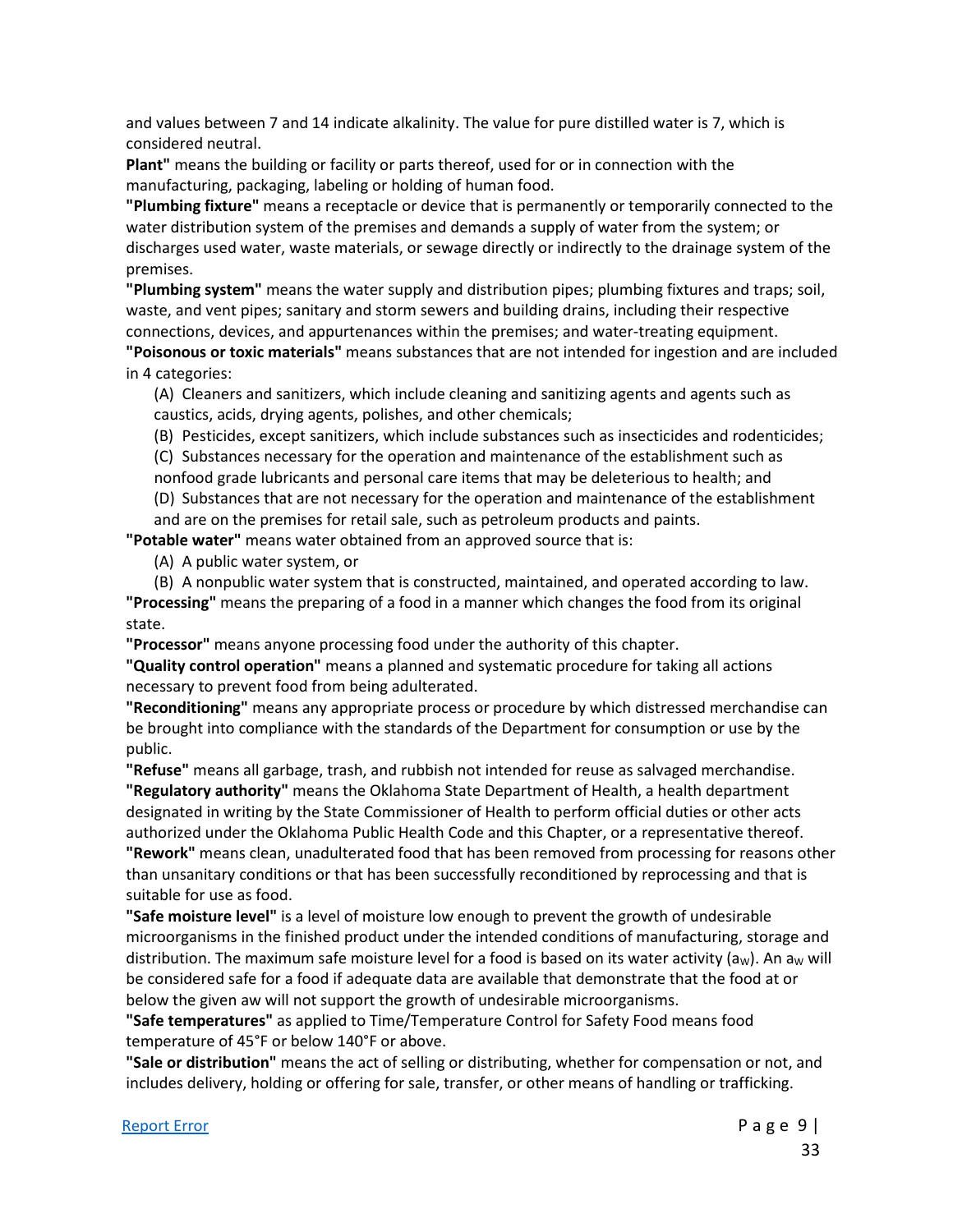and values between 7 and 14 indicate alkalinity. The value for pure distilled water is 7, which is considered neutral.

**Plant"** means the building or facility or parts thereof, used for or in connection with the manufacturing, packaging, labeling or holding of human food.

**"Plumbing fixture"** means a receptacle or device that is permanently or temporarily connected to the water distribution system of the premises and demands a supply of water from the system; or discharges used water, waste materials, or sewage directly or indirectly to the drainage system of the premises.

**"Plumbing system"** means the water supply and distribution pipes; plumbing fixtures and traps; soil, waste, and vent pipes; sanitary and storm sewers and building drains, including their respective connections, devices, and appurtenances within the premises; and water-treating equipment.

**"Poisonous or toxic materials"** means substances that are not intended for ingestion and are included in 4 categories:

(A) Cleaners and sanitizers, which include cleaning and sanitizing agents and agents such as caustics, acids, drying agents, polishes, and other chemicals;

(B) Pesticides, except sanitizers, which include substances such as insecticides and rodenticides;

(C) Substances necessary for the operation and maintenance of the establishment such as nonfood grade lubricants and personal care items that may be deleterious to health; and

(D) Substances that are not necessary for the operation and maintenance of the establishment and are on the premises for retail sale, such as petroleum products and paints.

**"Potable water"** means water obtained from an approved source that is:

(A) A public water system, or

(B) A nonpublic water system that is constructed, maintained, and operated according to law.

**"Processing"** means the preparing of a food in a manner which changes the food from its original state.

**"Processor"** means anyone processing food under the authority of this chapter.

**"Quality control operation"** means a planned and systematic procedure for taking all actions necessary to prevent food from being adulterated.

**"Reconditioning"** means any appropriate process or procedure by which distressed merchandise can be brought into compliance with the standards of the Department for consumption or use by the public.

**"Refuse"** means all garbage, trash, and rubbish not intended for reuse as salvaged merchandise.

**"Regulatory authority"** means the Oklahoma State Department of Health, a health department designated in writing by the State Commissioner of Health to perform official duties or other acts authorized under the Oklahoma Public Health Code and this Chapter, or a representative thereof.

**"Rework"** means clean, unadulterated food that has been removed from processing for reasons other than unsanitary conditions or that has been successfully reconditioned by reprocessing and that is suitable for use as food.

**"Safe moisture level"** is a level of moisture low enough to prevent the growth of undesirable microorganisms in the finished product under the intended conditions of manufacturing, storage and distribution. The maximum safe moisture level for a food is based on its water activity ($a_W$). An $a_W$ will be considered safe for a food if adequate data are available that demonstrate that the food at or below the given aw will not support the growth of undesirable microorganisms.

**"Safe temperatures"** as applied to Time/Temperature Control for Safety Food means food temperature of 45°F or below 140°F or above.

**"Sale or distribution"** means the act of selling or distributing, whether for compensation or not, and includes delivery, holding or offering for sale, transfer, or other means of handling or trafficking.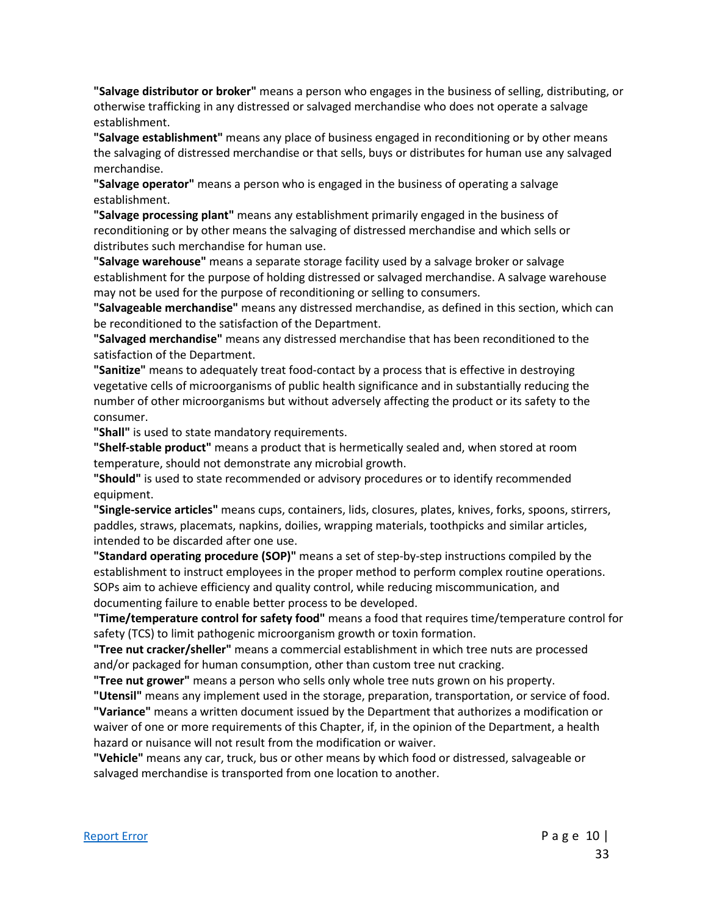**"Salvage distributor or broker"** means a person who engages in the business of selling, distributing, or otherwise trafficking in any distressed or salvaged merchandise who does not operate a salvage establishment.

**"Salvage establishment"** means any place of business engaged in reconditioning or by other means the salvaging of distressed merchandise or that sells, buys or distributes for human use any salvaged merchandise.

**"Salvage operator"** means a person who is engaged in the business of operating a salvage establishment.

**"Salvage processing plant"** means any establishment primarily engaged in the business of reconditioning or by other means the salvaging of distressed merchandise and which sells or distributes such merchandise for human use.

**"Salvage warehouse"** means a separate storage facility used by a salvage broker or salvage establishment for the purpose of holding distressed or salvaged merchandise. A salvage warehouse may not be used for the purpose of reconditioning or selling to consumers.

**"Salvageable merchandise"** means any distressed merchandise, as defined in this section, which can be reconditioned to the satisfaction of the Department.

**"Salvaged merchandise"** means any distressed merchandise that has been reconditioned to the satisfaction of the Department.

**"Sanitize"** means to adequately treat food-contact by a process that is effective in destroying vegetative cells of microorganisms of public health significance and in substantially reducing the number of other microorganisms but without adversely affecting the product or its safety to the consumer.

**"Shall"** is used to state mandatory requirements.

**"Shelf-stable product"** means a product that is hermetically sealed and, when stored at room temperature, should not demonstrate any microbial growth.

**"Should"** is used to state recommended or advisory procedures or to identify recommended equipment.

**"Single-service articles"** means cups, containers, lids, closures, plates, knives, forks, spoons, stirrers, paddles, straws, placemats, napkins, doilies, wrapping materials, toothpicks and similar articles, intended to be discarded after one use.

**"Standard operating procedure (SOP)"** means a set of step-by-step instructions compiled by the establishment to instruct employees in the proper method to perform complex routine operations. SOPs aim to achieve efficiency and quality control, while reducing miscommunication, and documenting failure to enable better process to be developed.

**"Time/temperature control for safety food"** means a food that requires time/temperature control for safety (TCS) to limit pathogenic microorganism growth or toxin formation.

**"Tree nut cracker/sheller"** means a commercial establishment in which tree nuts are processed and/or packaged for human consumption, other than custom tree nut cracking.

**"Tree nut grower"** means a person who sells only whole tree nuts grown on his property.

**"Utensil"** means any implement used in the storage, preparation, transportation, or service of food.

**"Variance"** means a written document issued by the Department that authorizes a modification or waiver of one or more requirements of this Chapter, if, in the opinion of the Department, a health hazard or nuisance will not result from the modification or waiver.

**"Vehicle"** means any car, truck, bus or other means by which food or distressed, salvageable or salvaged merchandise is transported from one location to another.

[Report Error]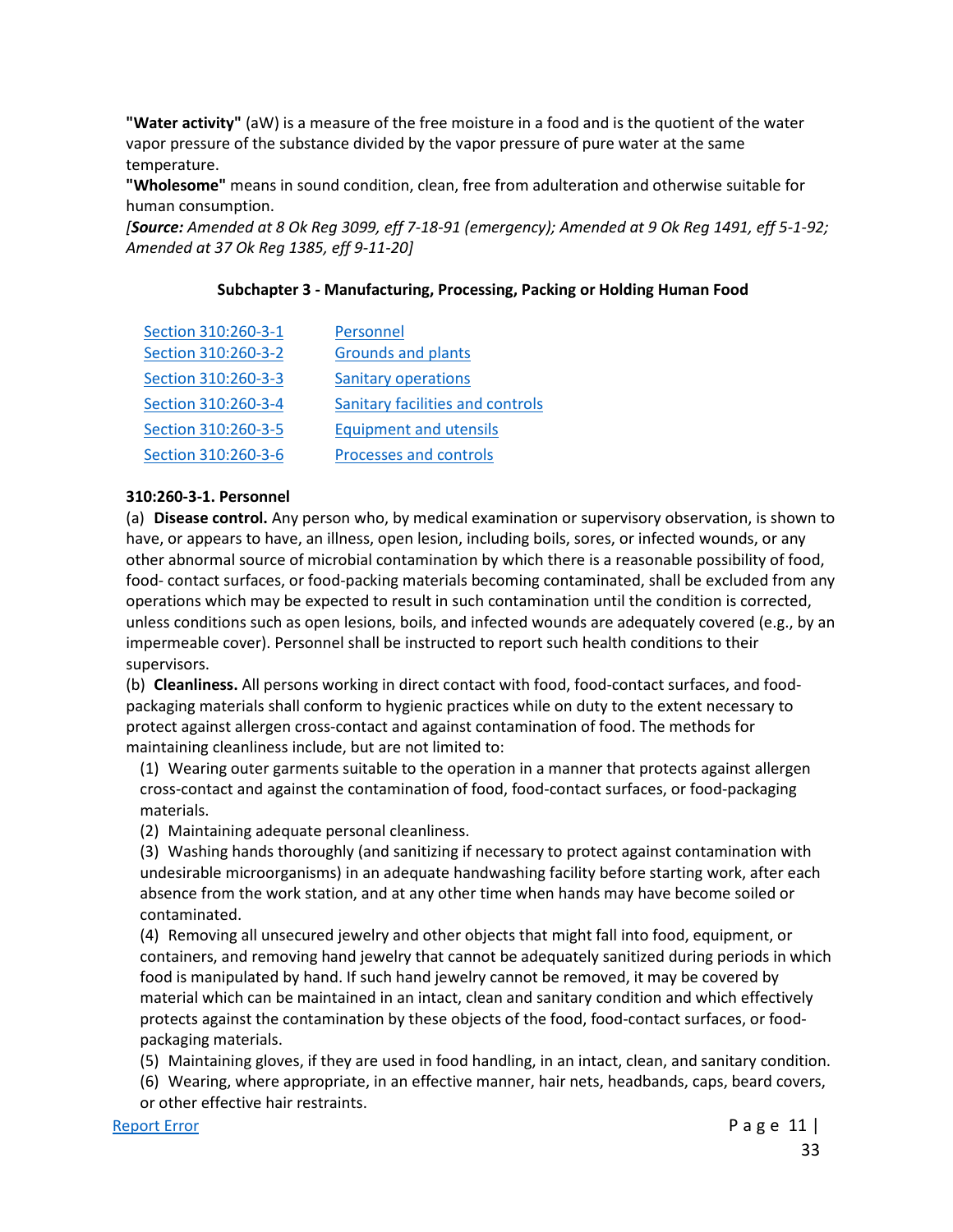**"Water activity"** (aW) is a measure of the free moisture in a food and is the quotient of the water vapor pressure of the substance divided by the vapor pressure of pure water at the same temperature.

**"Wholesome"** means in sound condition, clean, free from adulteration and otherwise suitable for human consumption.

*[**Source:** Amended at 8 Ok Reg 3099, eff 7-18-91 (emergency); Amended at 9 Ok Reg 1491, eff 5-1-92; Amended at 37 Ok Reg 1385, eff 9-11-20]*

### Subchapter 3 - Manufacturing, Processing, Packing or Holding Human Food

| | |
|---|---|
| Section 310:260-3-1 | Personnel |
| Section 310:260-3-2 | Grounds and plants |
| Section 310:260-3-3 | Sanitary operations |
| Section 310:260-3-4 | Sanitary facilities and controls |
| Section 310:260-3-5 | Equipment and utensils |
| Section 310:260-3-6 | Processes and controls |

**310:260-3-1. Personnel**

(a) **Disease control.** Any person who, by medical examination or supervisory observation, is shown to have, or appears to have, an illness, open lesion, including boils, sores, or infected wounds, or any other abnormal source of microbial contamination by which there is a reasonable possibility of food, food- contact surfaces, or food-packing materials becoming contaminated, shall be excluded from any operations which may be expected to result in such contamination until the condition is corrected, unless conditions such as open lesions, boils, and infected wounds are adequately covered (e.g., by an impermeable cover). Personnel shall be instructed to report such health conditions to their supervisors.

(b) **Cleanliness.** All persons working in direct contact with food, food-contact surfaces, and food-packaging materials shall conform to hygienic practices while on duty to the extent necessary to protect against allergen cross-contact and against contamination of food. The methods for maintaining cleanliness include, but are not limited to:

(1) Wearing outer garments suitable to the operation in a manner that protects against allergen cross-contact and against the contamination of food, food-contact surfaces, or food-packaging materials.

(2) Maintaining adequate personal cleanliness.

(3) Washing hands thoroughly (and sanitizing if necessary to protect against contamination with undesirable microorganisms) in an adequate handwashing facility before starting work, after each absence from the work station, and at any other time when hands may have become soiled or contaminated.

(4) Removing all unsecured jewelry and other objects that might fall into food, equipment, or containers, and removing hand jewelry that cannot be adequately sanitized during periods in which food is manipulated by hand. If such hand jewelry cannot be removed, it may be covered by material which can be maintained in an intact, clean and sanitary condition and which effectively protects against the contamination by these objects of the food, food-contact surfaces, or food-packaging materials.

(5) Maintaining gloves, if they are used in food handling, in an intact, clean, and sanitary condition.

(6) Wearing, where appropriate, in an effective manner, hair nets, headbands, caps, beard covers, or other effective hair restraints.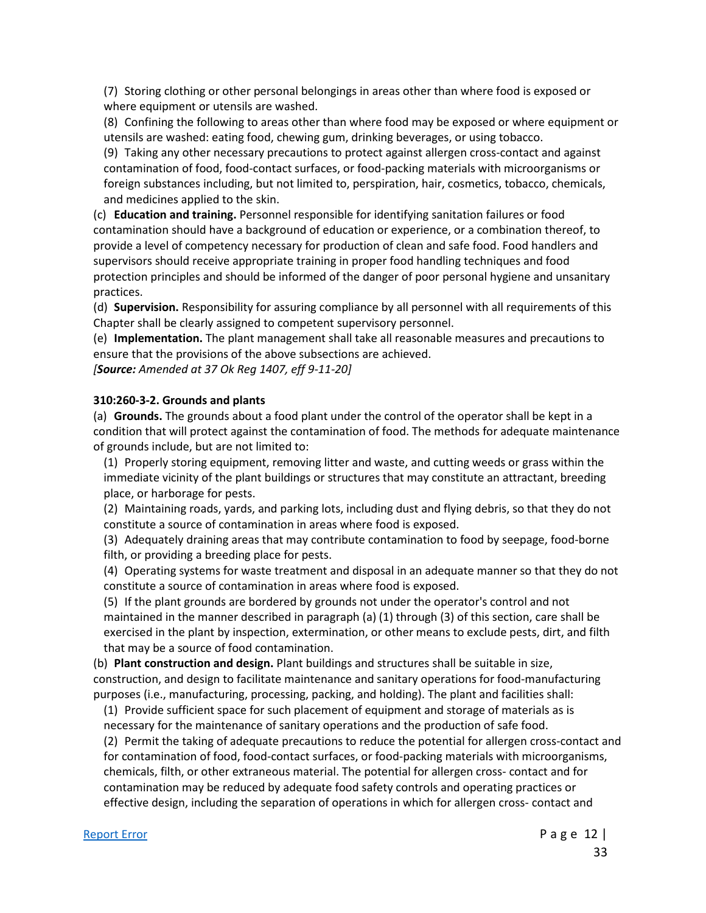(7) Storing clothing or other personal belongings in areas other than where food is exposed or where equipment or utensils are washed.

(8) Confining the following to areas other than where food may be exposed or where equipment or utensils are washed: eating food, chewing gum, drinking beverages, or using tobacco.

(9) Taking any other necessary precautions to protect against allergen cross-contact and against contamination of food, food-contact surfaces, or food-packing materials with microorganisms or foreign substances including, but not limited to, perspiration, hair, cosmetics, tobacco, chemicals, and medicines applied to the skin.

(c) **Education and training.** Personnel responsible for identifying sanitation failures or food contamination should have a background of education or experience, or a combination thereof, to provide a level of competency necessary for production of clean and safe food. Food handlers and supervisors should receive appropriate training in proper food handling techniques and food protection principles and should be informed of the danger of poor personal hygiene and unsanitary practices.

(d) **Supervision.** Responsibility for assuring compliance by all personnel with all requirements of this Chapter shall be clearly assigned to competent supervisory personnel.

(e) **Implementation.** The plant management shall take all reasonable measures and precautions to ensure that the provisions of the above subsections are achieved.

*[**Source:** Amended at 37 Ok Reg 1407, eff 9-11-20]*

**310:260-3-2. Grounds and plants**

(a) **Grounds.** The grounds about a food plant under the control of the operator shall be kept in a condition that will protect against the contamination of food. The methods for adequate maintenance of grounds include, but are not limited to:

(1) Properly storing equipment, removing litter and waste, and cutting weeds or grass within the immediate vicinity of the plant buildings or structures that may constitute an attractant, breeding place, or harborage for pests.

(2) Maintaining roads, yards, and parking lots, including dust and flying debris, so that they do not constitute a source of contamination in areas where food is exposed.

(3) Adequately draining areas that may contribute contamination to food by seepage, food-borne filth, or providing a breeding place for pests.

(4) Operating systems for waste treatment and disposal in an adequate manner so that they do not constitute a source of contamination in areas where food is exposed.

(5) If the plant grounds are bordered by grounds not under the operator's control and not maintained in the manner described in paragraph (a) (1) through (3) of this section, care shall be exercised in the plant by inspection, extermination, or other means to exclude pests, dirt, and filth that may be a source of food contamination.

(b) **Plant construction and design.** Plant buildings and structures shall be suitable in size, construction, and design to facilitate maintenance and sanitary operations for food-manufacturing purposes (i.e., manufacturing, processing, packing, and holding). The plant and facilities shall:

(1) Provide sufficient space for such placement of equipment and storage of materials as is necessary for the maintenance of sanitary operations and the production of safe food.

(2) Permit the taking of adequate precautions to reduce the potential for allergen cross-contact and for contamination of food, food-contact surfaces, or food-packing materials with microorganisms, chemicals, filth, or other extraneous material. The potential for allergen cross- contact and for contamination may be reduced by adequate food safety controls and operating practices or effective design, including the separation of operations in which for allergen cross- contact and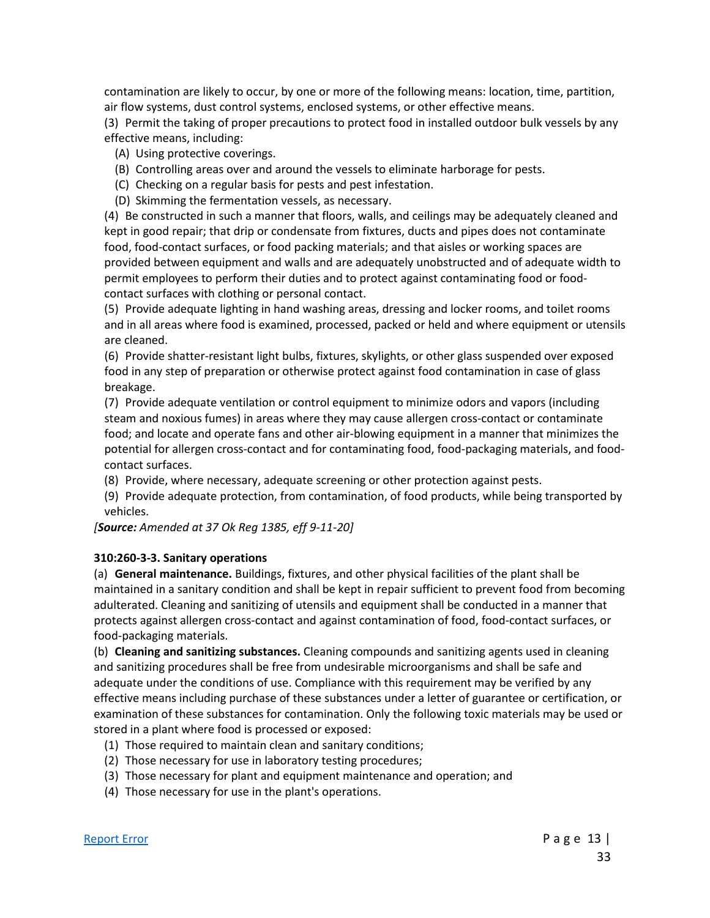contamination are likely to occur, by one or more of the following means: location, time, partition, air flow systems, dust control systems, enclosed systems, or other effective means.

(3) Permit the taking of proper precautions to protect food in installed outdoor bulk vessels by any effective means, including:

- (A) Using protective coverings.
- (B) Controlling areas over and around the vessels to eliminate harborage for pests.
- (C) Checking on a regular basis for pests and pest infestation.
- (D) Skimming the fermentation vessels, as necessary.

(4) Be constructed in such a manner that floors, walls, and ceilings may be adequately cleaned and kept in good repair; that drip or condensate from fixtures, ducts and pipes does not contaminate food, food-contact surfaces, or food packing materials; and that aisles or working spaces are provided between equipment and walls and are adequately unobstructed and of adequate width to permit employees to perform their duties and to protect against contaminating food or food-contact surfaces with clothing or personal contact.

(5) Provide adequate lighting in hand washing areas, dressing and locker rooms, and toilet rooms and in all areas where food is examined, processed, packed or held and where equipment or utensils are cleaned.

(6) Provide shatter-resistant light bulbs, fixtures, skylights, or other glass suspended over exposed food in any step of preparation or otherwise protect against food contamination in case of glass breakage.

(7) Provide adequate ventilation or control equipment to minimize odors and vapors (including steam and noxious fumes) in areas where they may cause allergen cross-contact or contaminate food; and locate and operate fans and other air-blowing equipment in a manner that minimizes the potential for allergen cross-contact and for contaminating food, food-packaging materials, and food-contact surfaces.

(8) Provide, where necessary, adequate screening or other protection against pests.

(9) Provide adequate protection, from contamination, of food products, while being transported by vehicles.

*[**Source:** Amended at 37 Ok Reg 1385, eff 9-11-20]*

**310:260-3-3. Sanitary operations**

(a) **General maintenance.** Buildings, fixtures, and other physical facilities of the plant shall be maintained in a sanitary condition and shall be kept in repair sufficient to prevent food from becoming adulterated. Cleaning and sanitizing of utensils and equipment shall be conducted in a manner that protects against allergen cross-contact and against contamination of food, food-contact surfaces, or food-packaging materials.

(b) **Cleaning and sanitizing substances.** Cleaning compounds and sanitizing agents used in cleaning and sanitizing procedures shall be free from undesirable microorganisms and shall be safe and adequate under the conditions of use. Compliance with this requirement may be verified by any effective means including purchase of these substances under a letter of guarantee or certification, or examination of these substances for contamination. Only the following toxic materials may be used or stored in a plant where food is processed or exposed:

- (1) Those required to maintain clean and sanitary conditions;
- (2) Those necessary for use in laboratory testing procedures;
- (3) Those necessary for plant and equipment maintenance and operation; and
- (4) Those necessary for use in the plant's operations.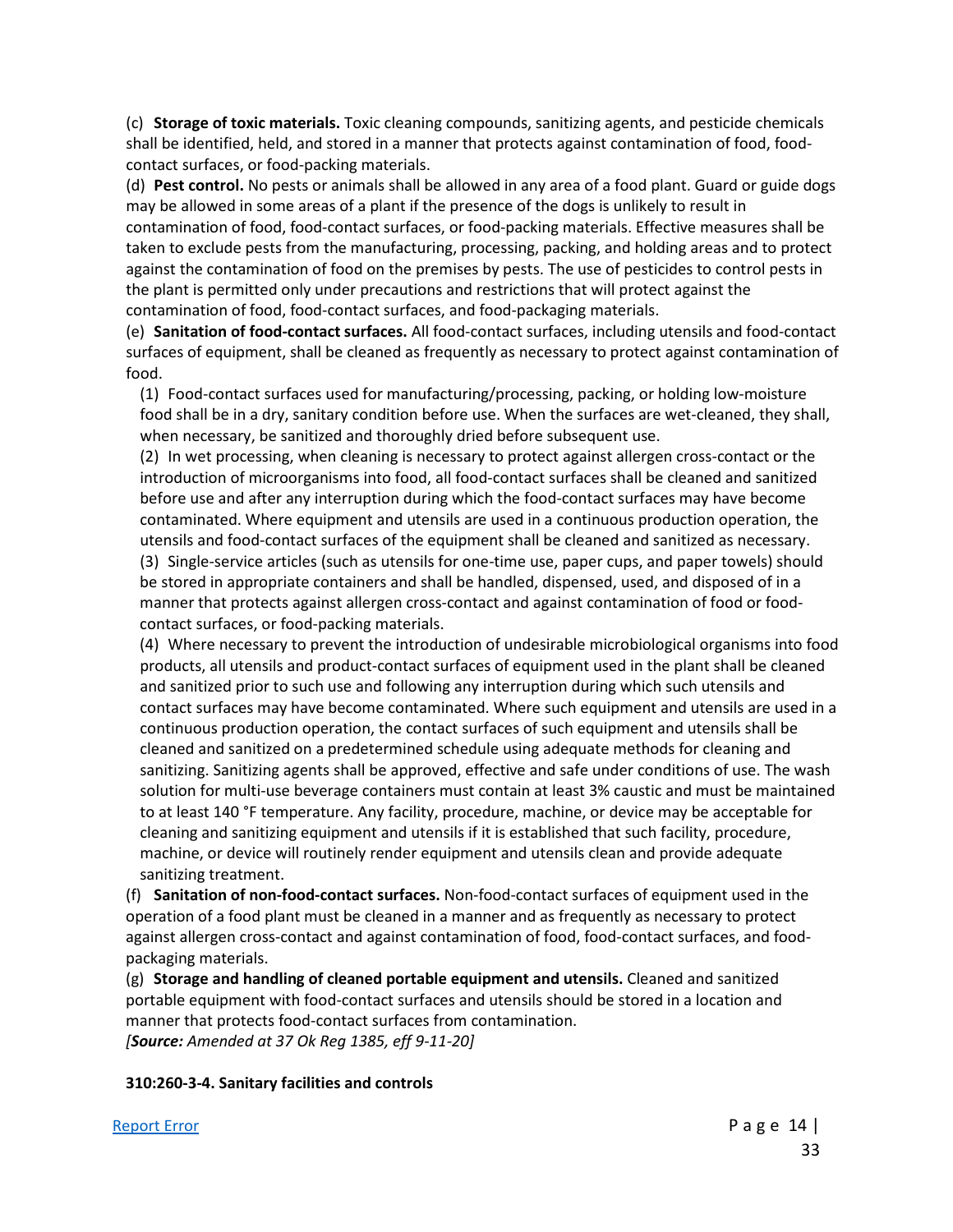(c) **Storage of toxic materials.** Toxic cleaning compounds, sanitizing agents, and pesticide chemicals shall be identified, held, and stored in a manner that protects against contamination of food, food-contact surfaces, or food-packing materials.

(d) **Pest control.** No pests or animals shall be allowed in any area of a food plant. Guard or guide dogs may be allowed in some areas of a plant if the presence of the dogs is unlikely to result in contamination of food, food-contact surfaces, or food-packing materials. Effective measures shall be taken to exclude pests from the manufacturing, processing, packing, and holding areas and to protect against the contamination of food on the premises by pests. The use of pesticides to control pests in the plant is permitted only under precautions and restrictions that will protect against the contamination of food, food-contact surfaces, and food-packaging materials.

(e) **Sanitation of food-contact surfaces.** All food-contact surfaces, including utensils and food-contact surfaces of equipment, shall be cleaned as frequently as necessary to protect against contamination of food.

(1) Food-contact surfaces used for manufacturing/processing, packing, or holding low-moisture food shall be in a dry, sanitary condition before use. When the surfaces are wet-cleaned, they shall, when necessary, be sanitized and thoroughly dried before subsequent use.

(2) In wet processing, when cleaning is necessary to protect against allergen cross-contact or the introduction of microorganisms into food, all food-contact surfaces shall be cleaned and sanitized before use and after any interruption during which the food-contact surfaces may have become contaminated. Where equipment and utensils are used in a continuous production operation, the utensils and food-contact surfaces of the equipment shall be cleaned and sanitized as necessary.

(3) Single-service articles (such as utensils for one-time use, paper cups, and paper towels) should be stored in appropriate containers and shall be handled, dispensed, used, and disposed of in a manner that protects against allergen cross-contact and against contamination of food or food-contact surfaces, or food-packing materials.

(4) Where necessary to prevent the introduction of undesirable microbiological organisms into food products, all utensils and product-contact surfaces of equipment used in the plant shall be cleaned and sanitized prior to such use and following any interruption during which such utensils and contact surfaces may have become contaminated. Where such equipment and utensils are used in a continuous production operation, the contact surfaces of such equipment and utensils shall be cleaned and sanitized on a predetermined schedule using adequate methods for cleaning and sanitizing. Sanitizing agents shall be approved, effective and safe under conditions of use. The wash solution for multi-use beverage containers must contain at least 3% caustic and must be maintained to at least 140 °F temperature. Any facility, procedure, machine, or device may be acceptable for cleaning and sanitizing equipment and utensils if it is established that such facility, procedure, machine, or device will routinely render equipment and utensils clean and provide adequate sanitizing treatment.

(f) **Sanitation of non-food-contact surfaces.** Non-food-contact surfaces of equipment used in the operation of a food plant must be cleaned in a manner and as frequently as necessary to protect against allergen cross-contact and against contamination of food, food-contact surfaces, and food-packaging materials.

(g) **Storage and handling of cleaned portable equipment and utensils.** Cleaned and sanitized portable equipment with food-contact surfaces and utensils should be stored in a location and manner that protects food-contact surfaces from contamination.

*[**Source:** Amended at 37 Ok Reg 1385, eff 9-11-20]*

**310:260-3-4. Sanitary facilities and controls**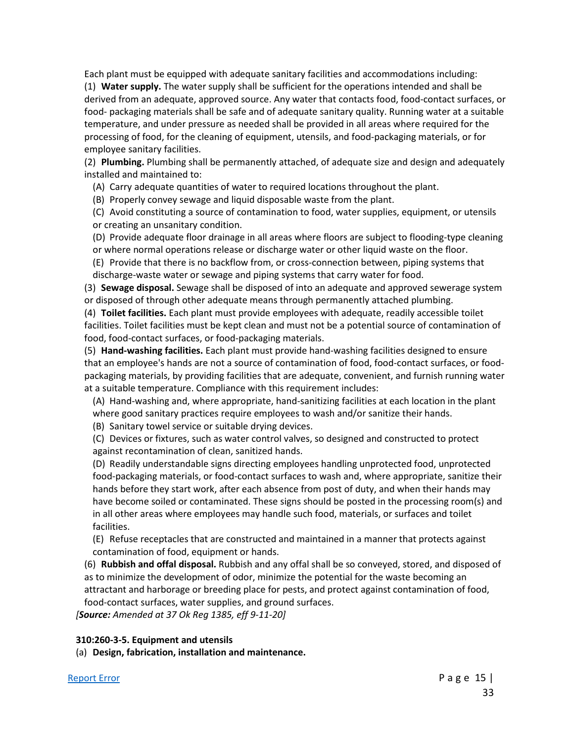Each plant must be equipped with adequate sanitary facilities and accommodations including:

(1) **Water supply.** The water supply shall be sufficient for the operations intended and shall be derived from an adequate, approved source. Any water that contacts food, food-contact surfaces, or food- packaging materials shall be safe and of adequate sanitary quality. Running water at a suitable temperature, and under pressure as needed shall be provided in all areas where required for the processing of food, for the cleaning of equipment, utensils, and food-packaging materials, or for employee sanitary facilities.

(2) **Plumbing.** Plumbing shall be permanently attached, of adequate size and design and adequately installed and maintained to:

(A) Carry adequate quantities of water to required locations throughout the plant.

(B) Properly convey sewage and liquid disposable waste from the plant.

(C) Avoid constituting a source of contamination to food, water supplies, equipment, or utensils or creating an unsanitary condition.

(D) Provide adequate floor drainage in all areas where floors are subject to flooding-type cleaning or where normal operations release or discharge water or other liquid waste on the floor.

(E) Provide that there is no backflow from, or cross-connection between, piping systems that discharge-waste water or sewage and piping systems that carry water for food.

(3) **Sewage disposal.** Sewage shall be disposed of into an adequate and approved sewerage system or disposed of through other adequate means through permanently attached plumbing.

(4) **Toilet facilities.** Each plant must provide employees with adequate, readily accessible toilet facilities. Toilet facilities must be kept clean and must not be a potential source of contamination of food, food-contact surfaces, or food-packaging materials.

(5) **Hand-washing facilities.** Each plant must provide hand-washing facilities designed to ensure that an employee's hands are not a source of contamination of food, food-contact surfaces, or food-packaging materials, by providing facilities that are adequate, convenient, and furnish running water at a suitable temperature. Compliance with this requirement includes:

(A) Hand-washing and, where appropriate, hand-sanitizing facilities at each location in the plant where good sanitary practices require employees to wash and/or sanitize their hands.

(B) Sanitary towel service or suitable drying devices.

(C) Devices or fixtures, such as water control valves, so designed and constructed to protect against recontamination of clean, sanitized hands.

(D) Readily understandable signs directing employees handling unprotected food, unprotected food-packaging materials, or food-contact surfaces to wash and, where appropriate, sanitize their hands before they start work, after each absence from post of duty, and when their hands may have become soiled or contaminated. These signs should be posted in the processing room(s) and in all other areas where employees may handle such food, materials, or surfaces and toilet facilities.

(E) Refuse receptacles that are constructed and maintained in a manner that protects against contamination of food, equipment or hands.

(6) **Rubbish and offal disposal.** Rubbish and any offal shall be so conveyed, stored, and disposed of as to minimize the development of odor, minimize the potential for the waste becoming an attractant and harborage or breeding place for pests, and protect against contamination of food, food-contact surfaces, water supplies, and ground surfaces.

*[**Source:** Amended at 37 Ok Reg 1385, eff 9-11-20]*

**310:260-3-5. Equipment and utensils**

(a) **Design, fabrication, installation and maintenance.**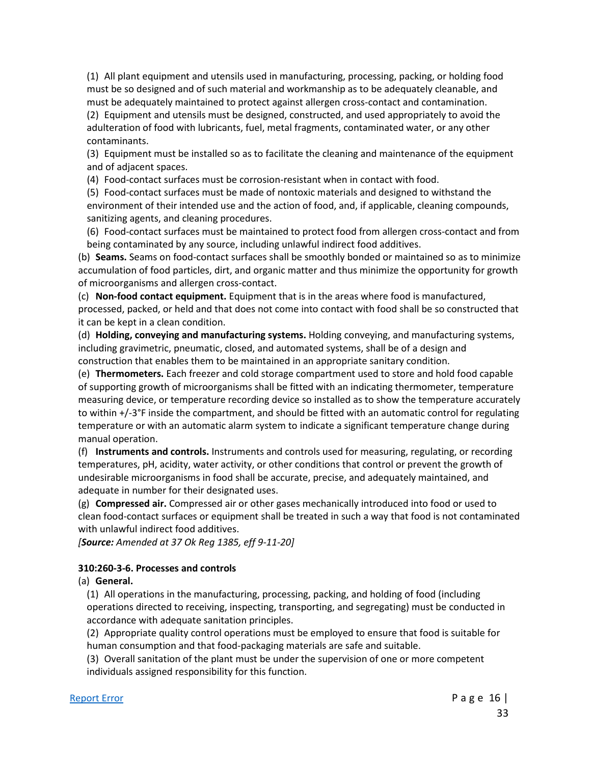(1) All plant equipment and utensils used in manufacturing, processing, packing, or holding food must be so designed and of such material and workmanship as to be adequately cleanable, and must be adequately maintained to protect against allergen cross-contact and contamination.

(2) Equipment and utensils must be designed, constructed, and used appropriately to avoid the adulteration of food with lubricants, fuel, metal fragments, contaminated water, or any other contaminants.

(3) Equipment must be installed so as to facilitate the cleaning and maintenance of the equipment and of adjacent spaces.

(4) Food-contact surfaces must be corrosion-resistant when in contact with food.

(5) Food-contact surfaces must be made of nontoxic materials and designed to withstand the environment of their intended use and the action of food, and, if applicable, cleaning compounds, sanitizing agents, and cleaning procedures.

(6) Food-contact surfaces must be maintained to protect food from allergen cross-contact and from being contaminated by any source, including unlawful indirect food additives.

(b) **Seams.** Seams on food-contact surfaces shall be smoothly bonded or maintained so as to minimize accumulation of food particles, dirt, and organic matter and thus minimize the opportunity for growth of microorganisms and allergen cross-contact.

(c) **Non-food contact equipment.** Equipment that is in the areas where food is manufactured, processed, packed, or held and that does not come into contact with food shall be so constructed that it can be kept in a clean condition.

(d) **Holding, conveying and manufacturing systems.** Holding conveying, and manufacturing systems, including gravimetric, pneumatic, closed, and automated systems, shall be of a design and construction that enables them to be maintained in an appropriate sanitary condition.

(e) **Thermometers.** Each freezer and cold storage compartment used to store and hold food capable of supporting growth of microorganisms shall be fitted with an indicating thermometer, temperature measuring device, or temperature recording device so installed as to show the temperature accurately to within +/-3°F inside the compartment, and should be fitted with an automatic control for regulating temperature or with an automatic alarm system to indicate a significant temperature change during manual operation.

(f) **Instruments and controls.** Instruments and controls used for measuring, regulating, or recording temperatures, pH, acidity, water activity, or other conditions that control or prevent the growth of undesirable microorganisms in food shall be accurate, precise, and adequately maintained, and adequate in number for their designated uses.

(g) **Compressed air.** Compressed air or other gases mechanically introduced into food or used to clean food-contact surfaces or equipment shall be treated in such a way that food is not contaminated with unlawful indirect food additives.

*[**Source:** Amended at 37 Ok Reg 1385, eff 9-11-20]*

**310:260-3-6. Processes and controls**

(a) **General.**

(1) All operations in the manufacturing, processing, packing, and holding of food (including operations directed to receiving, inspecting, transporting, and segregating) must be conducted in accordance with adequate sanitation principles.

(2) Appropriate quality control operations must be employed to ensure that food is suitable for human consumption and that food-packaging materials are safe and suitable.

(3) Overall sanitation of the plant must be under the supervision of one or more competent individuals assigned responsibility for this function.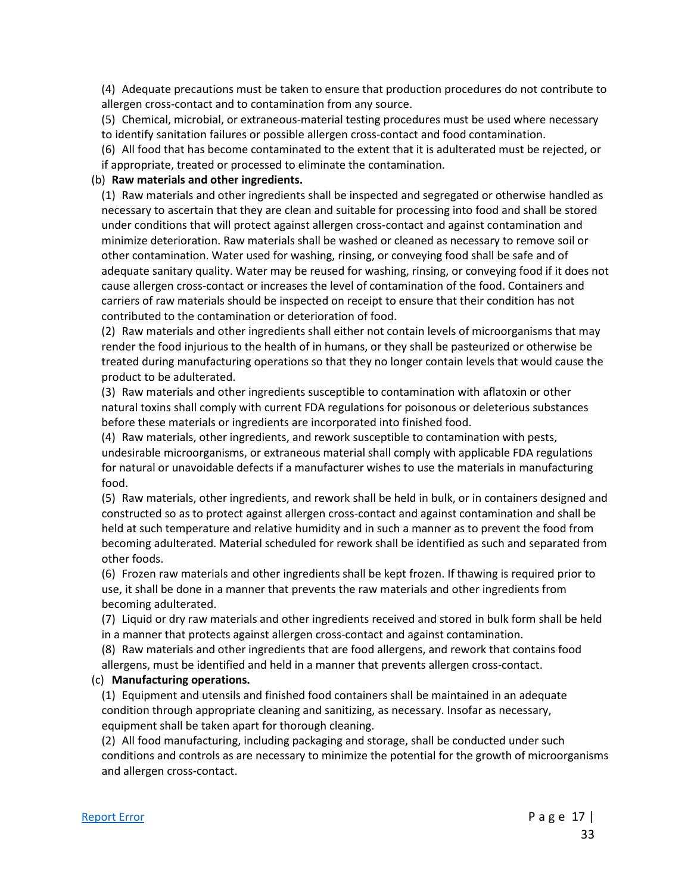(4) Adequate precautions must be taken to ensure that production procedures do not contribute to allergen cross-contact and to contamination from any source.

(5) Chemical, microbial, or extraneous-material testing procedures must be used where necessary to identify sanitation failures or possible allergen cross-contact and food contamination.

(6) All food that has become contaminated to the extent that it is adulterated must be rejected, or if appropriate, treated or processed to eliminate the contamination.

(b) **Raw materials and other ingredients.**

(1) Raw materials and other ingredients shall be inspected and segregated or otherwise handled as necessary to ascertain that they are clean and suitable for processing into food and shall be stored under conditions that will protect against allergen cross-contact and against contamination and minimize deterioration. Raw materials shall be washed or cleaned as necessary to remove soil or other contamination. Water used for washing, rinsing, or conveying food shall be safe and of adequate sanitary quality. Water may be reused for washing, rinsing, or conveying food if it does not cause allergen cross-contact or increases the level of contamination of the food. Containers and carriers of raw materials should be inspected on receipt to ensure that their condition has not contributed to the contamination or deterioration of food.

(2) Raw materials and other ingredients shall either not contain levels of microorganisms that may render the food injurious to the health of in humans, or they shall be pasteurized or otherwise be treated during manufacturing operations so that they no longer contain levels that would cause the product to be adulterated.

(3) Raw materials and other ingredients susceptible to contamination with aflatoxin or other natural toxins shall comply with current FDA regulations for poisonous or deleterious substances before these materials or ingredients are incorporated into finished food.

(4) Raw materials, other ingredients, and rework susceptible to contamination with pests, undesirable microorganisms, or extraneous material shall comply with applicable FDA regulations for natural or unavoidable defects if a manufacturer wishes to use the materials in manufacturing food.

(5) Raw materials, other ingredients, and rework shall be held in bulk, or in containers designed and constructed so as to protect against allergen cross-contact and against contamination and shall be held at such temperature and relative humidity and in such a manner as to prevent the food from becoming adulterated. Material scheduled for rework shall be identified as such and separated from other foods.

(6) Frozen raw materials and other ingredients shall be kept frozen. If thawing is required prior to use, it shall be done in a manner that prevents the raw materials and other ingredients from becoming adulterated.

(7) Liquid or dry raw materials and other ingredients received and stored in bulk form shall be held in a manner that protects against allergen cross-contact and against contamination.

(8) Raw materials and other ingredients that are food allergens, and rework that contains food allergens, must be identified and held in a manner that prevents allergen cross-contact.

(c) **Manufacturing operations.**

(1) Equipment and utensils and finished food containers shall be maintained in an adequate condition through appropriate cleaning and sanitizing, as necessary. Insofar as necessary, equipment shall be taken apart for thorough cleaning.

(2) All food manufacturing, including packaging and storage, shall be conducted under such conditions and controls as are necessary to minimize the potential for the growth of microorganisms and allergen cross-contact.

[Report Error]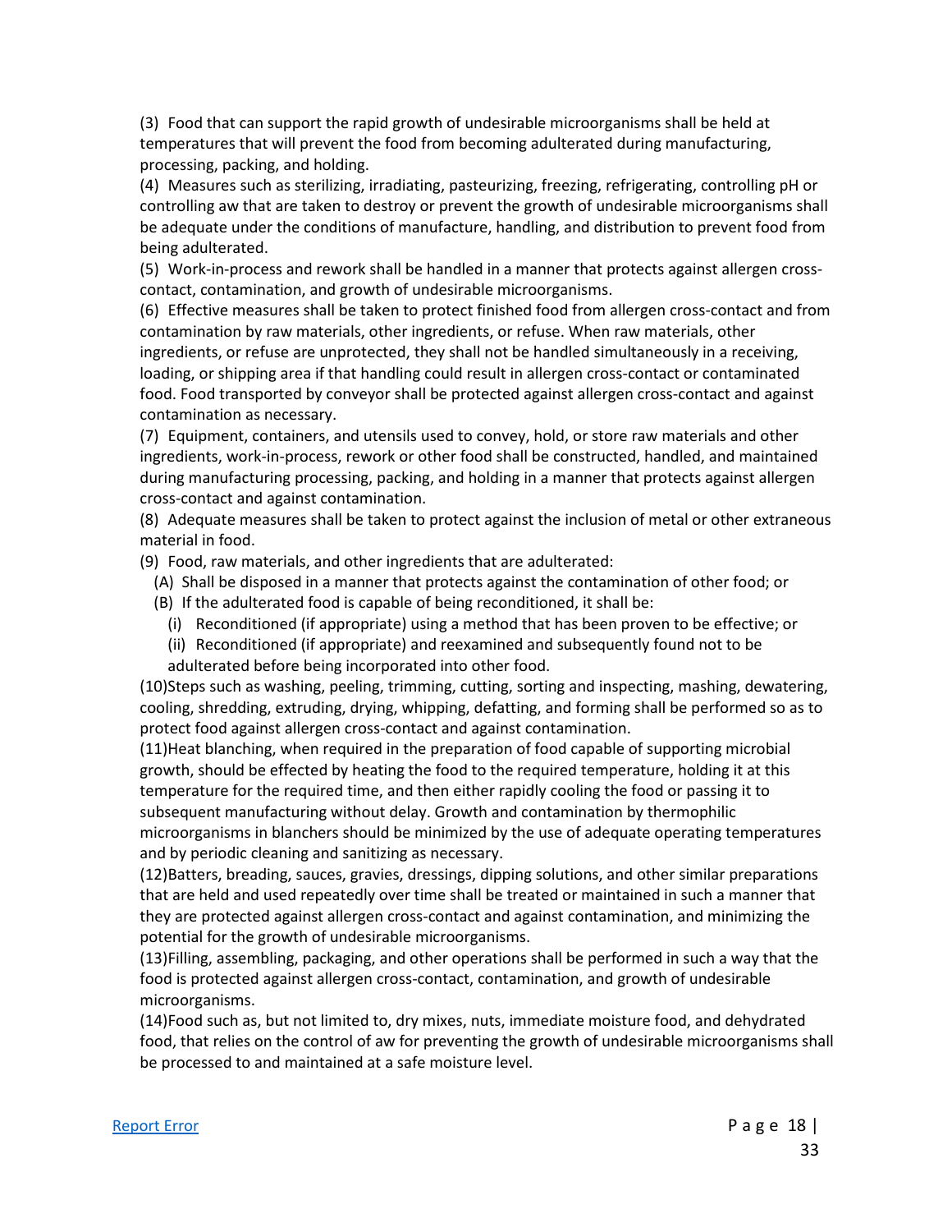(3) Food that can support the rapid growth of undesirable microorganisms shall be held at temperatures that will prevent the food from becoming adulterated during manufacturing, processing, packing, and holding.

(4) Measures such as sterilizing, irradiating, pasteurizing, freezing, refrigerating, controlling pH or controlling aw that are taken to destroy or prevent the growth of undesirable microorganisms shall be adequate under the conditions of manufacture, handling, and distribution to prevent food from being adulterated.

(5) Work-in-process and rework shall be handled in a manner that protects against allergen cross-contact, contamination, and growth of undesirable microorganisms.

(6) Effective measures shall be taken to protect finished food from allergen cross-contact and from contamination by raw materials, other ingredients, or refuse. When raw materials, other ingredients, or refuse are unprotected, they shall not be handled simultaneously in a receiving, loading, or shipping area if that handling could result in allergen cross-contact or contaminated food. Food transported by conveyor shall be protected against allergen cross-contact and against contamination as necessary.

(7) Equipment, containers, and utensils used to convey, hold, or store raw materials and other ingredients, work-in-process, rework or other food shall be constructed, handled, and maintained during manufacturing processing, packing, and holding in a manner that protects against allergen cross-contact and against contamination.

(8) Adequate measures shall be taken to protect against the inclusion of metal or other extraneous material in food.

(9) Food, raw materials, and other ingredients that are adulterated:

- (A) Shall be disposed in a manner that protects against the contamination of other food; or
- (B) If the adulterated food is capable of being reconditioned, it shall be:
  - (i) Reconditioned (if appropriate) using a method that has been proven to be effective; or
  - (ii) Reconditioned (if appropriate) and reexamined and subsequently found not to be adulterated before being incorporated into other food.

(10)Steps such as washing, peeling, trimming, cutting, sorting and inspecting, mashing, dewatering, cooling, shredding, extruding, drying, whipping, defatting, and forming shall be performed so as to protect food against allergen cross-contact and against contamination.

(11)Heat blanching, when required in the preparation of food capable of supporting microbial growth, should be effected by heating the food to the required temperature, holding it at this temperature for the required time, and then either rapidly cooling the food or passing it to subsequent manufacturing without delay. Growth and contamination by thermophilic microorganisms in blanchers should be minimized by the use of adequate operating temperatures and by periodic cleaning and sanitizing as necessary.

(12)Batters, breading, sauces, gravies, dressings, dipping solutions, and other similar preparations that are held and used repeatedly over time shall be treated or maintained in such a manner that they are protected against allergen cross-contact and against contamination, and minimizing the potential for the growth of undesirable microorganisms.

(13)Filling, assembling, packaging, and other operations shall be performed in such a way that the food is protected against allergen cross-contact, contamination, and growth of undesirable microorganisms.

(14)Food such as, but not limited to, dry mixes, nuts, immediate moisture food, and dehydrated food, that relies on the control of aw for preventing the growth of undesirable microorganisms shall be processed to and maintained at a safe moisture level.

[Report Error]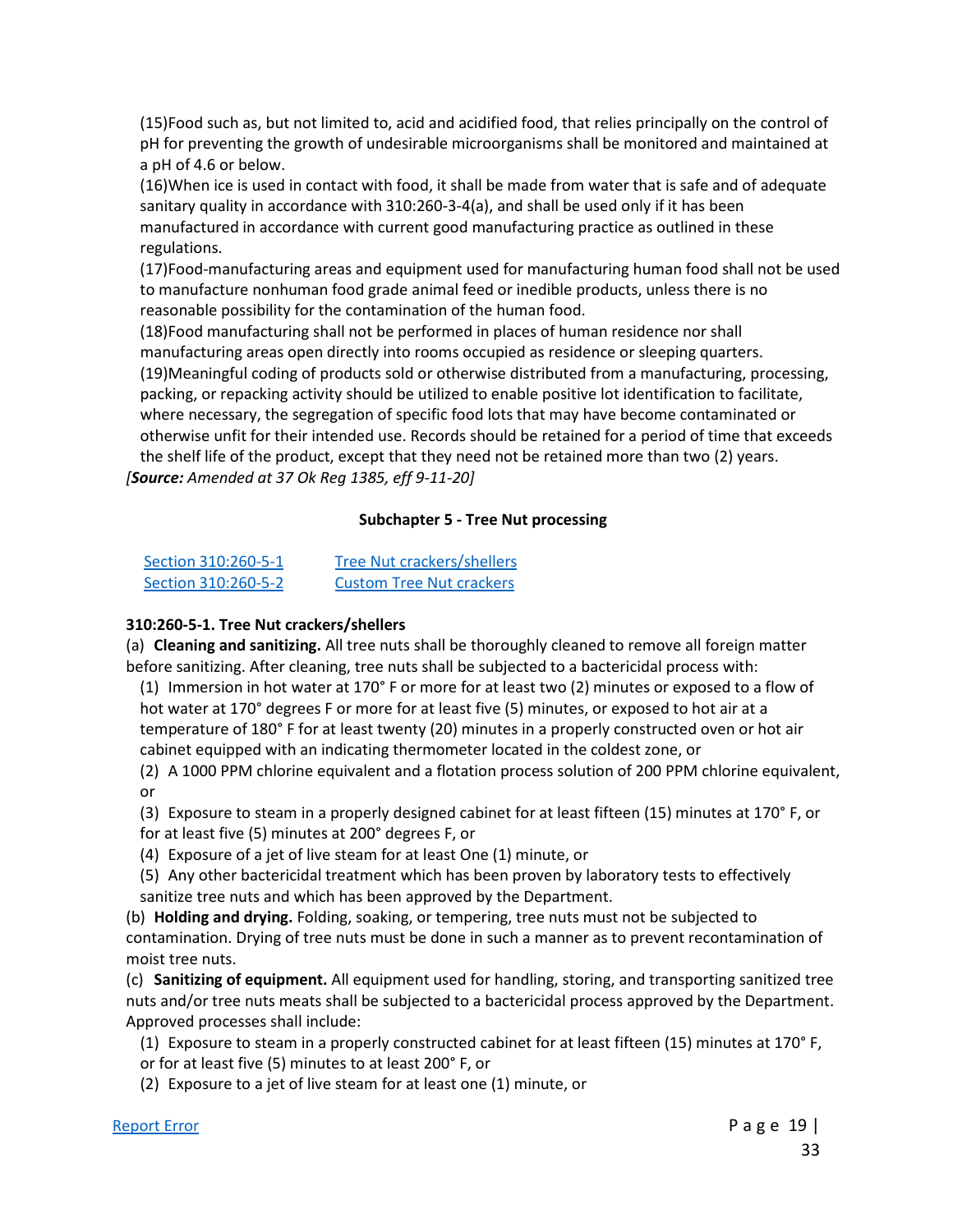(15)Food such as, but not limited to, acid and acidified food, that relies principally on the control of pH for preventing the growth of undesirable microorganisms shall be monitored and maintained at a pH of 4.6 or below.

(16)When ice is used in contact with food, it shall be made from water that is safe and of adequate sanitary quality in accordance with 310:260-3-4(a), and shall be used only if it has been manufactured in accordance with current good manufacturing practice as outlined in these regulations.

(17)Food-manufacturing areas and equipment used for manufacturing human food shall not be used to manufacture nonhuman food grade animal feed or inedible products, unless there is no reasonable possibility for the contamination of the human food.

(18)Food manufacturing shall not be performed in places of human residence nor shall manufacturing areas open directly into rooms occupied as residence or sleeping quarters.

(19)Meaningful coding of products sold or otherwise distributed from a manufacturing, processing, packing, or repacking activity should be utilized to enable positive lot identification to facilitate, where necessary, the segregation of specific food lots that may have become contaminated or otherwise unfit for their intended use. Records should be retained for a period of time that exceeds the shelf life of the product, except that they need not be retained more than two (2) years.

*[**Source:** Amended at 37 Ok Reg 1385, eff 9-11-20]*

## Subchapter 5 - Tree Nut processing

| | |
|---|---|
| Section 310:260-5-1 | Tree Nut crackers/shellers |
| Section 310:260-5-2 | Custom Tree Nut crackers |

**310:260-5-1. Tree Nut crackers/shellers**

(a) **Cleaning and sanitizing.** All tree nuts shall be thoroughly cleaned to remove all foreign matter before sanitizing. After cleaning, tree nuts shall be subjected to a bactericidal process with:

(1) Immersion in hot water at 170° F or more for at least two (2) minutes or exposed to a flow of hot water at 170° degrees F or more for at least five (5) minutes, or exposed to hot air at a temperature of 180° F for at least twenty (20) minutes in a properly constructed oven or hot air cabinet equipped with an indicating thermometer located in the coldest zone, or

(2) A 1000 PPM chlorine equivalent and a flotation process solution of 200 PPM chlorine equivalent, or

(3) Exposure to steam in a properly designed cabinet for at least fifteen (15) minutes at 170° F, or for at least five (5) minutes at 200° degrees F, or

(4) Exposure of a jet of live steam for at least One (1) minute, or

(5) Any other bactericidal treatment which has been proven by laboratory tests to effectively sanitize tree nuts and which has been approved by the Department.

(b) **Holding and drying.** Folding, soaking, or tempering, tree nuts must not be subjected to contamination. Drying of tree nuts must be done in such a manner as to prevent recontamination of moist tree nuts.

(c) **Sanitizing of equipment.** All equipment used for handling, storing, and transporting sanitized tree nuts and/or tree nuts meats shall be subjected to a bactericidal process approved by the Department. Approved processes shall include:

(1) Exposure to steam in a properly constructed cabinet for at least fifteen (15) minutes at 170° F, or for at least five (5) minutes to at least 200° F, or

(2) Exposure to a jet of live steam for at least one (1) minute, or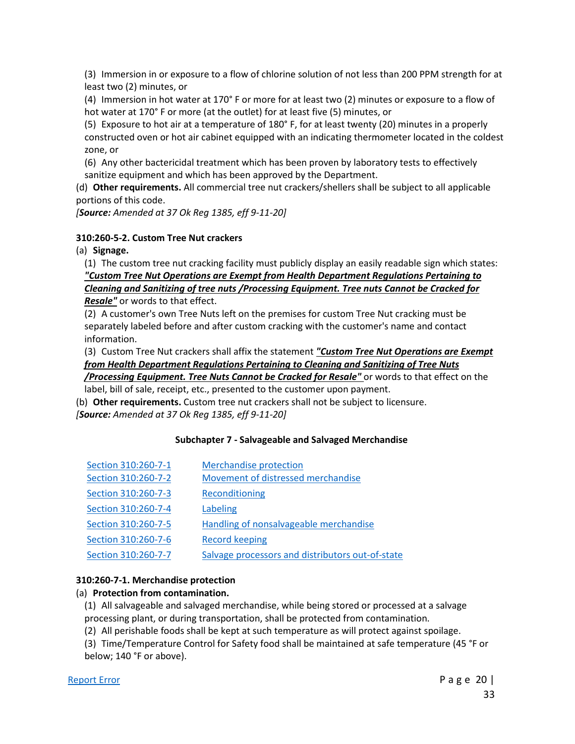(3) Immersion in or exposure to a flow of chlorine solution of not less than 200 PPM strength for at least two (2) minutes, or

(4) Immersion in hot water at 170° F or more for at least two (2) minutes or exposure to a flow of hot water at 170° F or more (at the outlet) for at least five (5) minutes, or

(5) Exposure to hot air at a temperature of 180° F, for at least twenty (20) minutes in a properly constructed oven or hot air cabinet equipped with an indicating thermometer located in the coldest zone, or

(6) Any other bactericidal treatment which has been proven by laboratory tests to effectively sanitize equipment and which has been approved by the Department.

(d) **Other requirements.** All commercial tree nut crackers/shellers shall be subject to all applicable portions of this code.

*[**Source:** Amended at 37 Ok Reg 1385, eff 9-11-20]*

**310:260-5-2. Custom Tree Nut crackers**

(a) **Signage.**

(1) The custom tree nut cracking facility must publicly display an easily readable sign which states: ***"Custom Tree Nut Operations are Exempt from Health Department Regulations Pertaining to Cleaning and Sanitizing of tree nuts /Processing Equipment. Tree nuts Cannot be Cracked for Resale"*** or words to that effect.

(2) A customer's own Tree Nuts left on the premises for custom Tree Nut cracking must be separately labeled before and after custom cracking with the customer's name and contact information.

(3) Custom Tree Nut crackers shall affix the statement ***"Custom Tree Nut Operations are Exempt from Health Department Regulations Pertaining to Cleaning and Sanitizing of Tree Nuts /Processing Equipment. Tree Nuts Cannot be Cracked for Resale"*** or words to that effect on the label, bill of sale, receipt, etc., presented to the customer upon payment.

(b) **Other requirements.** Custom tree nut crackers shall not be subject to licensure.

*[**Source:** Amended at 37 Ok Reg 1385, eff 9-11-20]*

## Subchapter 7 - Salvageable and Salvaged Merchandise

| | |
|---|---|
| Section 310:260-7-1 | Merchandise protection |
| Section 310:260-7-2 | Movement of distressed merchandise |
| Section 310:260-7-3 | Reconditioning |
| Section 310:260-7-4 | Labeling |
| Section 310:260-7-5 | Handling of nonsalvageable merchandise |
| Section 310:260-7-6 | Record keeping |
| Section 310:260-7-7 | Salvage processors and distributors out-of-state |

**310:260-7-1. Merchandise protection**

(a) **Protection from contamination.**

(1) All salvageable and salvaged merchandise, while being stored or processed at a salvage processing plant, or during transportation, shall be protected from contamination.

(2) All perishable foods shall be kept at such temperature as will protect against spoilage.

(3) Time/Temperature Control for Safety food shall be maintained at safe temperature (45 °F or below; 140 °F or above).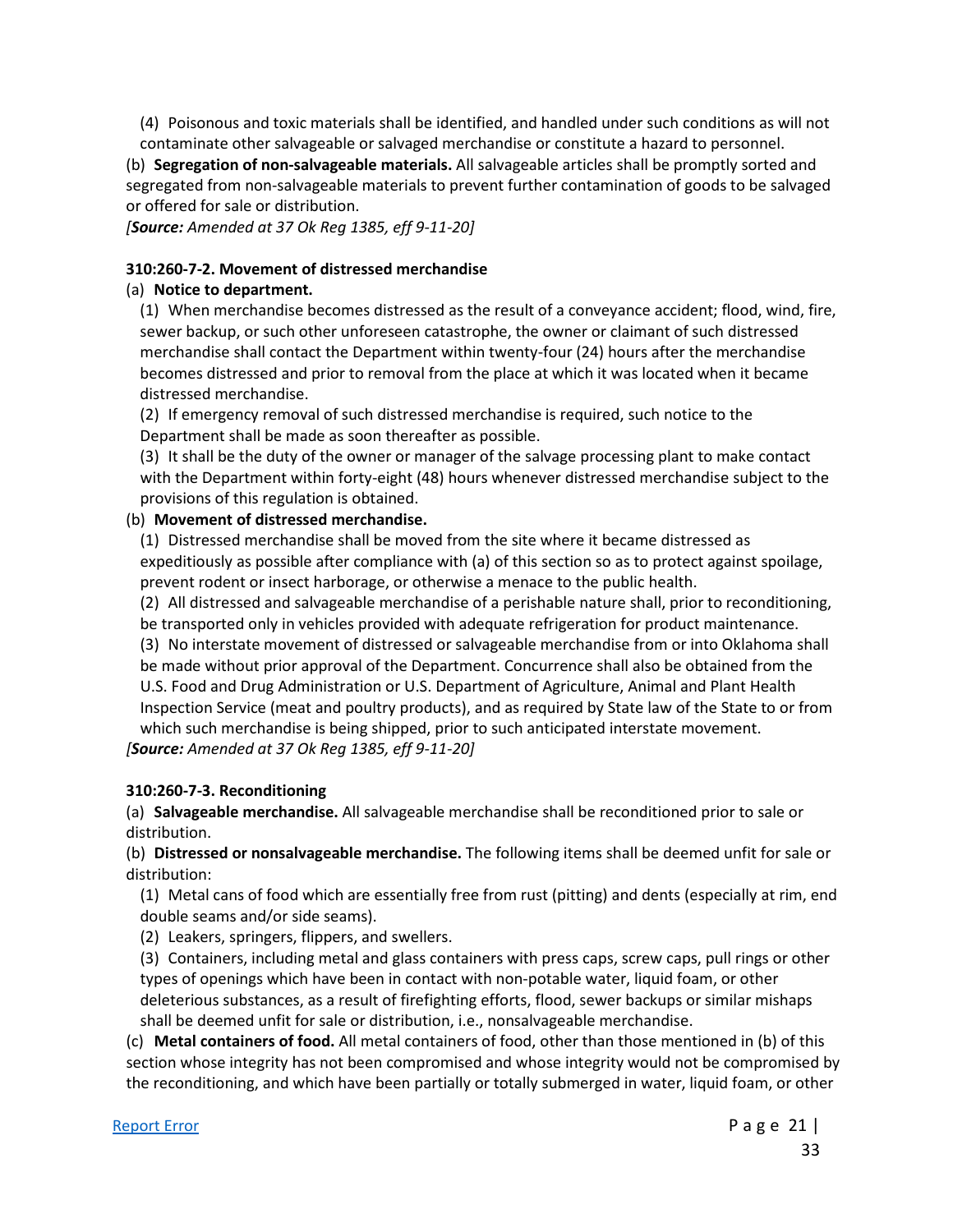(4) Poisonous and toxic materials shall be identified, and handled under such conditions as will not contaminate other salvageable or salvaged merchandise or constitute a hazard to personnel.

(b) **Segregation of non-salvageable materials.** All salvageable articles shall be promptly sorted and segregated from non-salvageable materials to prevent further contamination of goods to be salvaged or offered for sale or distribution.

*[**Source:** Amended at 37 Ok Reg 1385, eff 9-11-20]*

**310:260-7-2. Movement of distressed merchandise**

(a) **Notice to department.**

(1) When merchandise becomes distressed as the result of a conveyance accident; flood, wind, fire, sewer backup, or such other unforeseen catastrophe, the owner or claimant of such distressed merchandise shall contact the Department within twenty-four (24) hours after the merchandise becomes distressed and prior to removal from the place at which it was located when it became distressed merchandise.

(2) If emergency removal of such distressed merchandise is required, such notice to the Department shall be made as soon thereafter as possible.

(3) It shall be the duty of the owner or manager of the salvage processing plant to make contact with the Department within forty-eight (48) hours whenever distressed merchandise subject to the provisions of this regulation is obtained.

(b) **Movement of distressed merchandise.**

(1) Distressed merchandise shall be moved from the site where it became distressed as expeditiously as possible after compliance with (a) of this section so as to protect against spoilage, prevent rodent or insect harborage, or otherwise a menace to the public health.

(2) All distressed and salvageable merchandise of a perishable nature shall, prior to reconditioning, be transported only in vehicles provided with adequate refrigeration for product maintenance.

(3) No interstate movement of distressed or salvageable merchandise from or into Oklahoma shall be made without prior approval of the Department. Concurrence shall also be obtained from the U.S. Food and Drug Administration or U.S. Department of Agriculture, Animal and Plant Health Inspection Service (meat and poultry products), and as required by State law of the State to or from which such merchandise is being shipped, prior to such anticipated interstate movement.

*[**Source:** Amended at 37 Ok Reg 1385, eff 9-11-20]*

**310:260-7-3. Reconditioning**

(a) **Salvageable merchandise.** All salvageable merchandise shall be reconditioned prior to sale or distribution.

(b) **Distressed or nonsalvageable merchandise.** The following items shall be deemed unfit for sale or distribution:

(1) Metal cans of food which are essentially free from rust (pitting) and dents (especially at rim, end double seams and/or side seams).

(2) Leakers, springers, flippers, and swellers.

(3) Containers, including metal and glass containers with press caps, screw caps, pull rings or other types of openings which have been in contact with non-potable water, liquid foam, or other deleterious substances, as a result of firefighting efforts, flood, sewer backups or similar mishaps shall be deemed unfit for sale or distribution, i.e., nonsalvageable merchandise.

(c) **Metal containers of food.** All metal containers of food, other than those mentioned in (b) of this section whose integrity has not been compromised and whose integrity would not be compromised by the reconditioning, and which have been partially or totally submerged in water, liquid foam, or other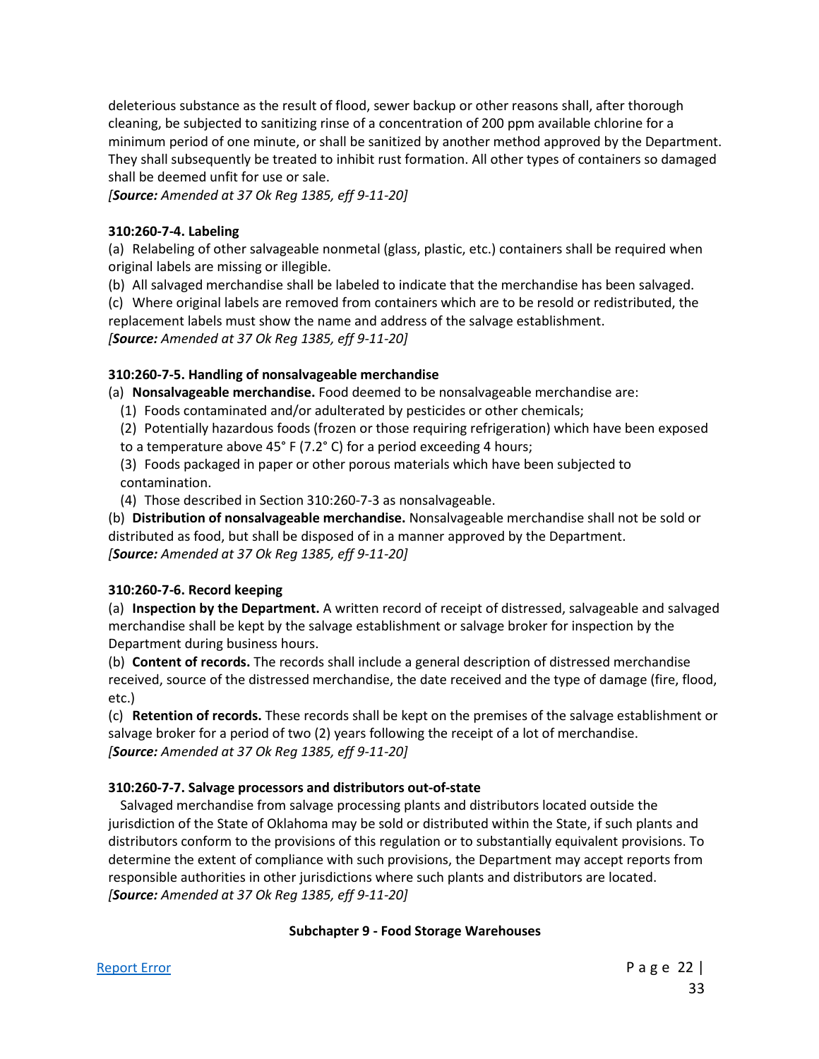deleterious substance as the result of flood, sewer backup or other reasons shall, after thorough cleaning, be subjected to sanitizing rinse of a concentration of 200 ppm available chlorine for a minimum period of one minute, or shall be sanitized by another method approved by the Department. They shall subsequently be treated to inhibit rust formation. All other types of containers so damaged shall be deemed unfit for use or sale.
*[**Source:** Amended at 37 Ok Reg 1385, eff 9-11-20]*

**310:260-7-4. Labeling**

(a) Relabeling of other salvageable nonmetal (glass, plastic, etc.) containers shall be required when original labels are missing or illegible.
(b) All salvaged merchandise shall be labeled to indicate that the merchandise has been salvaged.
(c) Where original labels are removed from containers which are to be resold or redistributed, the replacement labels must show the name and address of the salvage establishment.
*[**Source:** Amended at 37 Ok Reg 1385, eff 9-11-20]*

**310:260-7-5. Handling of nonsalvageable merchandise**

(a) **Nonsalvageable merchandise.** Food deemed to be nonsalvageable merchandise are:
  (1) Foods contaminated and/or adulterated by pesticides or other chemicals;
  (2) Potentially hazardous foods (frozen or those requiring refrigeration) which have been exposed to a temperature above 45° F (7.2° C) for a period exceeding 4 hours;
  (3) Foods packaged in paper or other porous materials which have been subjected to contamination.
  (4) Those described in Section 310:260-7-3 as nonsalvageable.
(b) **Distribution of nonsalvageable merchandise.** Nonsalvageable merchandise shall not be sold or distributed as food, but shall be disposed of in a manner approved by the Department.
*[**Source:** Amended at 37 Ok Reg 1385, eff 9-11-20]*

**310:260-7-6. Record keeping**

(a) **Inspection by the Department.** A written record of receipt of distressed, salvageable and salvaged merchandise shall be kept by the salvage establishment or salvage broker for inspection by the Department during business hours.
(b) **Content of records.** The records shall include a general description of distressed merchandise received, source of the distressed merchandise, the date received and the type of damage (fire, flood, etc.)
(c) **Retention of records.** These records shall be kept on the premises of the salvage establishment or salvage broker for a period of two (2) years following the receipt of a lot of merchandise.
*[**Source:** Amended at 37 Ok Reg 1385, eff 9-11-20]*

**310:260-7-7. Salvage processors and distributors out-of-state**

Salvaged merchandise from salvage processing plants and distributors located outside the jurisdiction of the State of Oklahoma may be sold or distributed within the State, if such plants and distributors conform to the provisions of this regulation or to substantially equivalent provisions. To determine the extent of compliance with such provisions, the Department may accept reports from responsible authorities in other jurisdictions where such plants and distributors are located.
*[**Source:** Amended at 37 Ok Reg 1385, eff 9-11-20]*

## Subchapter 9 - Food Storage Warehouses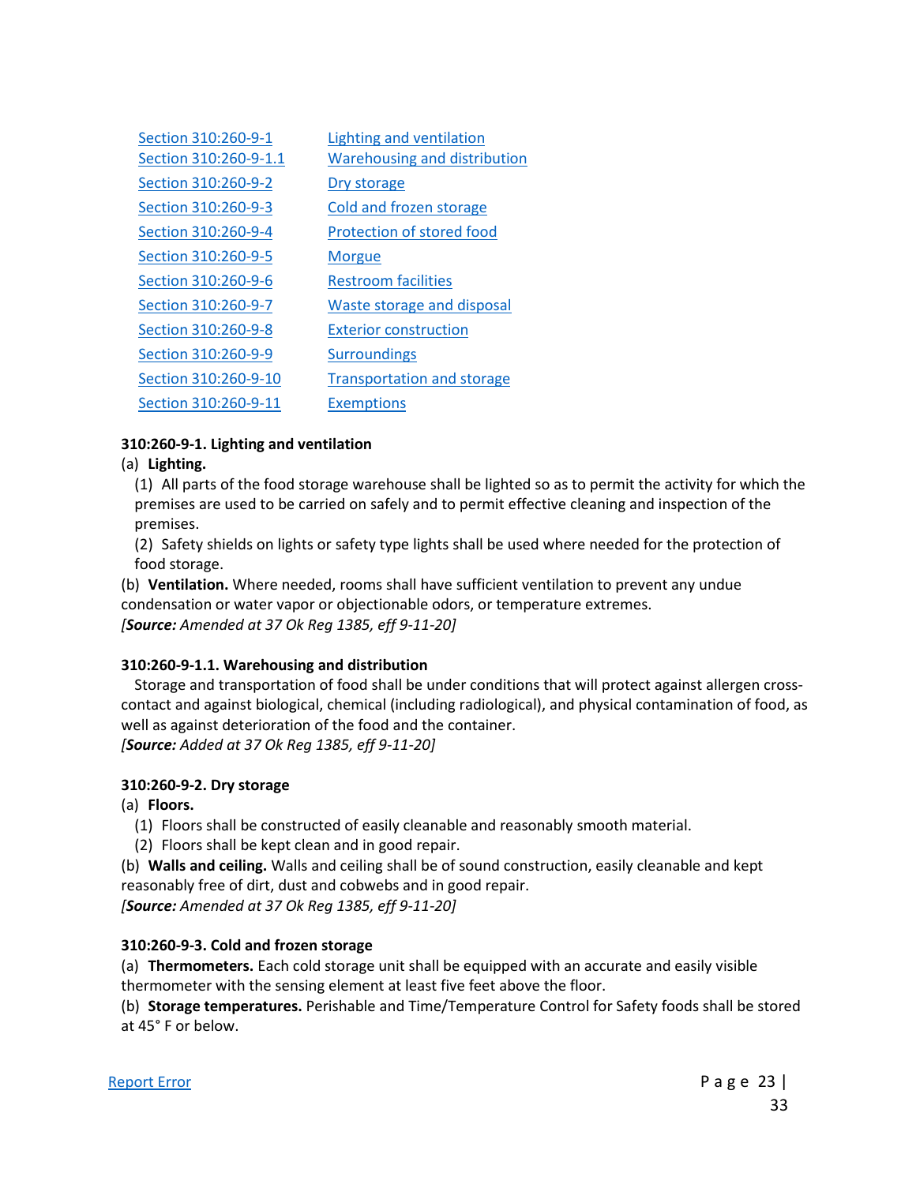| | |
|---|---|
| Section 310:260-9-1 | Lighting and ventilation |
| Section 310:260-9-1.1 | Warehousing and distribution |
| Section 310:260-9-2 | Dry storage |
| Section 310:260-9-3 | Cold and frozen storage |
| Section 310:260-9-4 | Protection of stored food |
| Section 310:260-9-5 | Morgue |
| Section 310:260-9-6 | Restroom facilities |
| Section 310:260-9-7 | Waste storage and disposal |
| Section 310:260-9-8 | Exterior construction |
| Section 310:260-9-9 | Surroundings |
| Section 310:260-9-10 | Transportation and storage |
| Section 310:260-9-11 | Exemptions |

**310:260-9-1. Lighting and ventilation**

(a) **Lighting.**

(1) All parts of the food storage warehouse shall be lighted so as to permit the activity for which the premises are used to be carried on safely and to permit effective cleaning and inspection of the premises.

(2) Safety shields on lights or safety type lights shall be used where needed for the protection of food storage.

(b) **Ventilation.** Where needed, rooms shall have sufficient ventilation to prevent any undue condensation or water vapor or objectionable odors, or temperature extremes.

*[**Source:** Amended at 37 Ok Reg 1385, eff 9-11-20]*

**310:260-9-1.1. Warehousing and distribution**

Storage and transportation of food shall be under conditions that will protect against allergen cross-contact and against biological, chemical (including radiological), and physical contamination of food, as well as against deterioration of the food and the container.

*[**Source:** Added at 37 Ok Reg 1385, eff 9-11-20]*

**310:260-9-2. Dry storage**

(a) **Floors.**

(1) Floors shall be constructed of easily cleanable and reasonably smooth material.

(2) Floors shall be kept clean and in good repair.

(b) **Walls and ceiling.** Walls and ceiling shall be of sound construction, easily cleanable and kept reasonably free of dirt, dust and cobwebs and in good repair.

*[**Source:** Amended at 37 Ok Reg 1385, eff 9-11-20]*

**310:260-9-3. Cold and frozen storage**

(a) **Thermometers.** Each cold storage unit shall be equipped with an accurate and easily visible thermometer with the sensing element at least five feet above the floor.

(b) **Storage temperatures.** Perishable and Time/Temperature Control for Safety foods shall be stored at 45° F or below.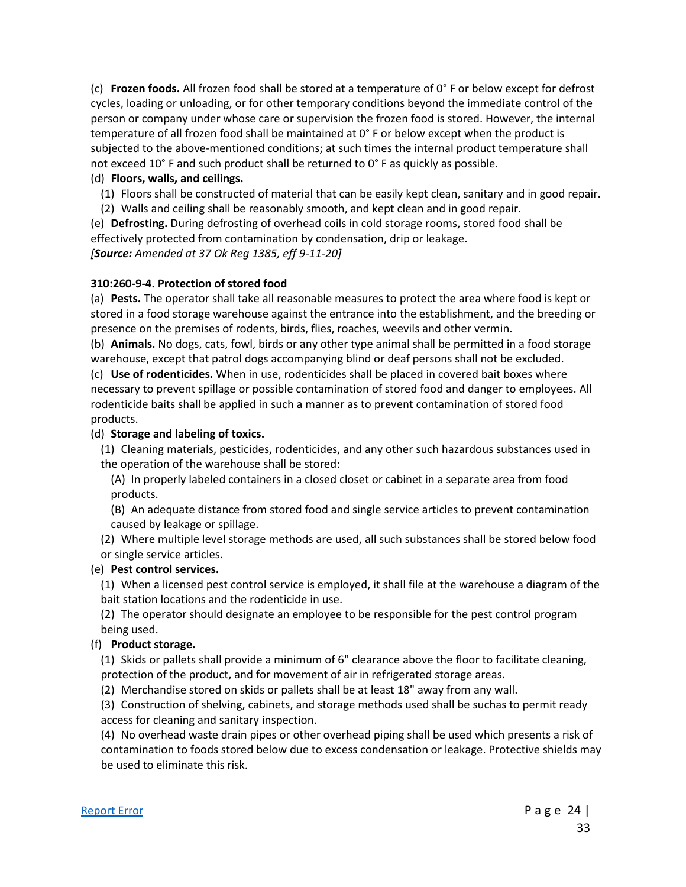(c) **Frozen foods.** All frozen food shall be stored at a temperature of 0° F or below except for defrost cycles, loading or unloading, or for other temporary conditions beyond the immediate control of the person or company under whose care or supervision the frozen food is stored. However, the internal temperature of all frozen food shall be maintained at 0° F or below except when the product is subjected to the above-mentioned conditions; at such times the internal product temperature shall not exceed 10° F and such product shall be returned to 0° F as quickly as possible.

(d) **Floors, walls, and ceilings.**

(1) Floors shall be constructed of material that can be easily kept clean, sanitary and in good repair.

(2) Walls and ceiling shall be reasonably smooth, and kept clean and in good repair.

(e) **Defrosting.** During defrosting of overhead coils in cold storage rooms, stored food shall be effectively protected from contamination by condensation, drip or leakage.

*[**Source:** Amended at 37 Ok Reg 1385, eff 9-11-20]*

**310:260-9-4. Protection of stored food**

(a) **Pests.** The operator shall take all reasonable measures to protect the area where food is kept or stored in a food storage warehouse against the entrance into the establishment, and the breeding or presence on the premises of rodents, birds, flies, roaches, weevils and other vermin.

(b) **Animals.** No dogs, cats, fowl, birds or any other type animal shall be permitted in a food storage warehouse, except that patrol dogs accompanying blind or deaf persons shall not be excluded.

(c) **Use of rodenticides.** When in use, rodenticides shall be placed in covered bait boxes where necessary to prevent spillage or possible contamination of stored food and danger to employees. All rodenticide baits shall be applied in such a manner as to prevent contamination of stored food products.

(d) **Storage and labeling of toxics.**

(1) Cleaning materials, pesticides, rodenticides, and any other such hazardous substances used in the operation of the warehouse shall be stored:

(A) In properly labeled containers in a closed closet or cabinet in a separate area from food products.

(B) An adequate distance from stored food and single service articles to prevent contamination caused by leakage or spillage.

(2) Where multiple level storage methods are used, all such substances shall be stored below food or single service articles.

(e) **Pest control services.**

(1) When a licensed pest control service is employed, it shall file at the warehouse a diagram of the bait station locations and the rodenticide in use.

(2) The operator should designate an employee to be responsible for the pest control program being used.

(f) **Product storage.**

(1) Skids or pallets shall provide a minimum of 6" clearance above the floor to facilitate cleaning, protection of the product, and for movement of air in refrigerated storage areas.

(2) Merchandise stored on skids or pallets shall be at least 18" away from any wall.

(3) Construction of shelving, cabinets, and storage methods used shall be suchas to permit ready access for cleaning and sanitary inspection.

(4) No overhead waste drain pipes or other overhead piping shall be used which presents a risk of contamination to foods stored below due to excess condensation or leakage. Protective shields may be used to eliminate this risk.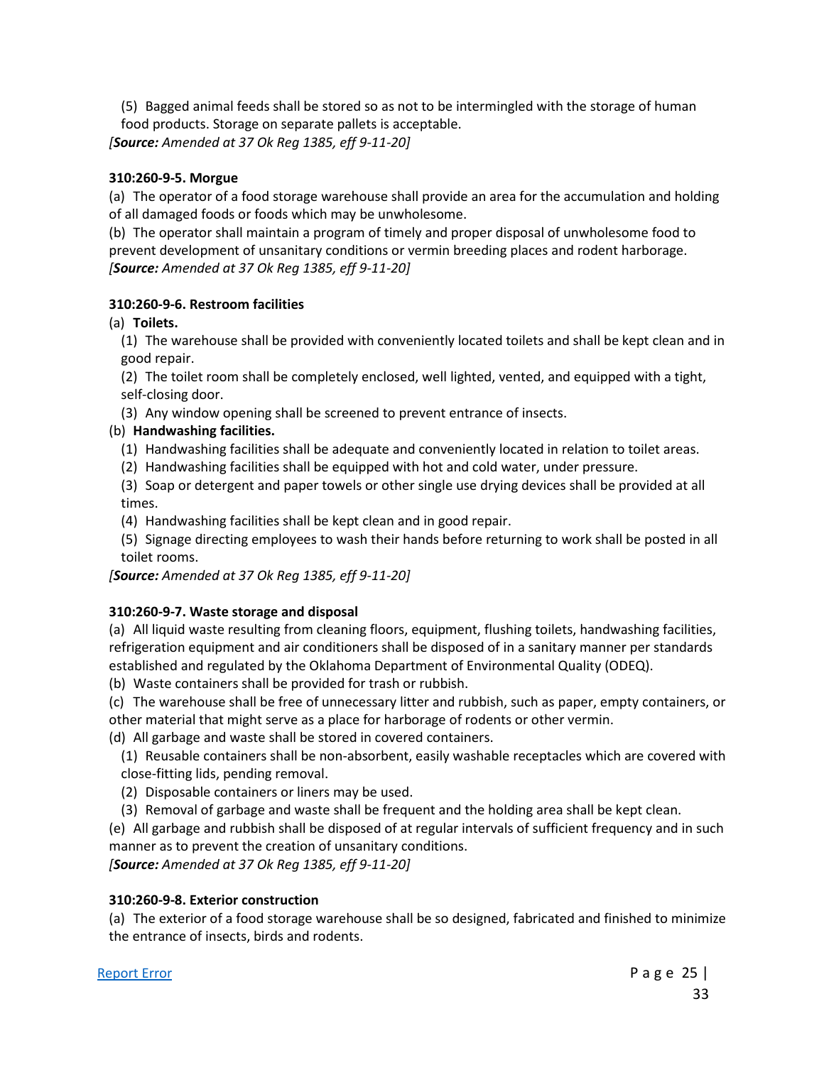(5) Bagged animal feeds shall be stored so as not to be intermingled with the storage of human food products. Storage on separate pallets is acceptable.

[***Source:*** *Amended at 37 Ok Reg 1385, eff 9-11-20]*

**310:260-9-5. Morgue**

(a) The operator of a food storage warehouse shall provide an area for the accumulation and holding of all damaged foods or foods which may be unwholesome.

(b) The operator shall maintain a program of timely and proper disposal of unwholesome food to prevent development of unsanitary conditions or vermin breeding places and rodent harborage.

[***Source:*** *Amended at 37 Ok Reg 1385, eff 9-11-20]*

**310:260-9-6. Restroom facilities**

(a) **Toilets.**

(1) The warehouse shall be provided with conveniently located toilets and shall be kept clean and in good repair.

(2) The toilet room shall be completely enclosed, well lighted, vented, and equipped with a tight, self-closing door.

(3) Any window opening shall be screened to prevent entrance of insects.

(b) **Handwashing facilities.**

(1) Handwashing facilities shall be adequate and conveniently located in relation to toilet areas.

(2) Handwashing facilities shall be equipped with hot and cold water, under pressure.

(3) Soap or detergent and paper towels or other single use drying devices shall be provided at all times.

(4) Handwashing facilities shall be kept clean and in good repair.

(5) Signage directing employees to wash their hands before returning to work shall be posted in all toilet rooms.

[***Source:*** *Amended at 37 Ok Reg 1385, eff 9-11-20]*

**310:260-9-7. Waste storage and disposal**

(a) All liquid waste resulting from cleaning floors, equipment, flushing toilets, handwashing facilities, refrigeration equipment and air conditioners shall be disposed of in a sanitary manner per standards established and regulated by the Oklahoma Department of Environmental Quality (ODEQ).

(b) Waste containers shall be provided for trash or rubbish.

(c) The warehouse shall be free of unnecessary litter and rubbish, such as paper, empty containers, or other material that might serve as a place for harborage of rodents or other vermin.

(d) All garbage and waste shall be stored in covered containers.

(1) Reusable containers shall be non-absorbent, easily washable receptacles which are covered with close-fitting lids, pending removal.

(2) Disposable containers or liners may be used.

(3) Removal of garbage and waste shall be frequent and the holding area shall be kept clean.

(e) All garbage and rubbish shall be disposed of at regular intervals of sufficient frequency and in such manner as to prevent the creation of unsanitary conditions.

[***Source:*** *Amended at 37 Ok Reg 1385, eff 9-11-20]*

**310:260-9-8. Exterior construction**

(a) The exterior of a food storage warehouse shall be so designed, fabricated and finished to minimize the entrance of insects, birds and rodents.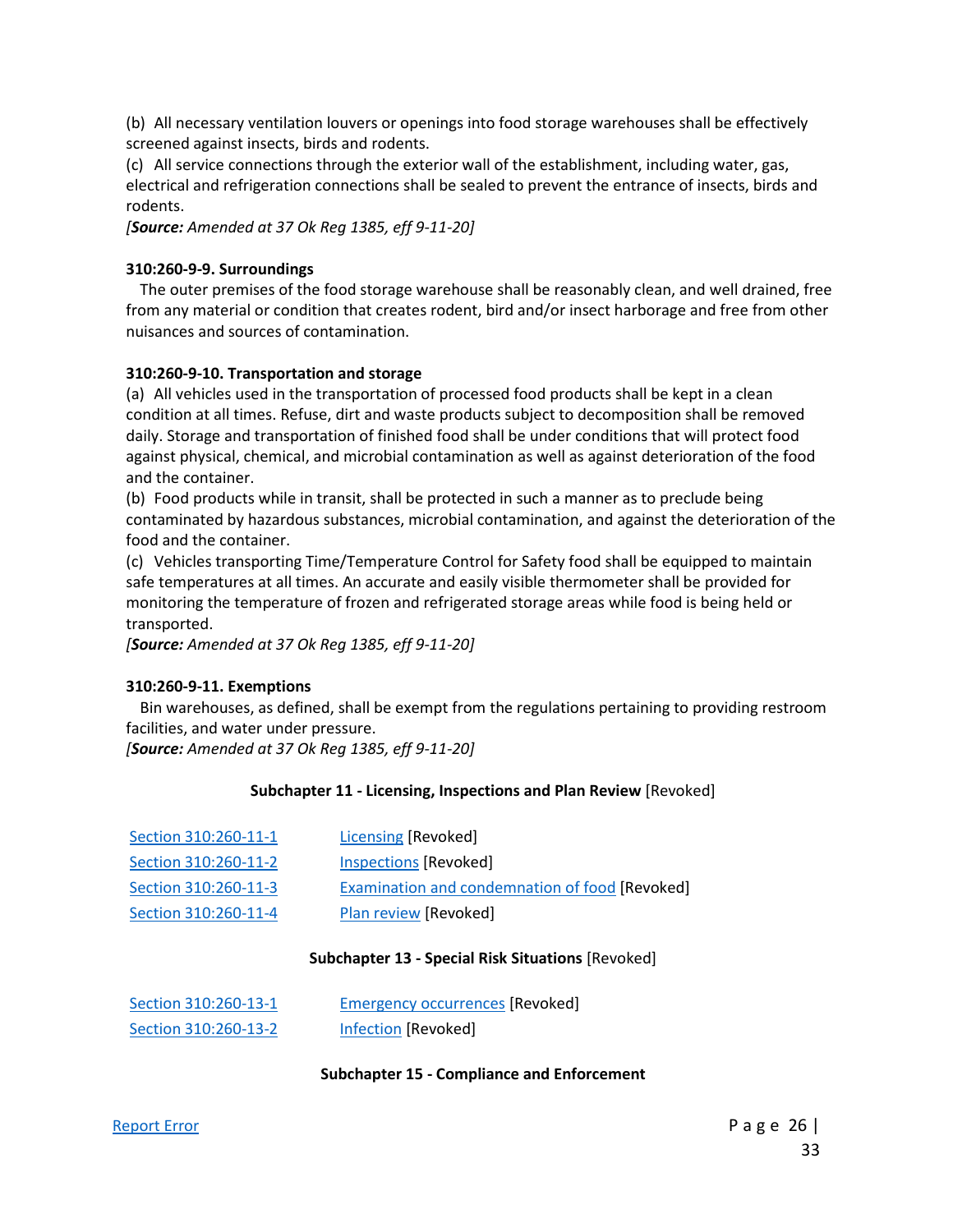(b) All necessary ventilation louvers or openings into food storage warehouses shall be effectively screened against insects, birds and rodents.
(c) All service connections through the exterior wall of the establishment, including water, gas, electrical and refrigeration connections shall be sealed to prevent the entrance of insects, birds and rodents.
*[**Source:** Amended at 37 Ok Reg 1385, eff 9-11-20]*

**310:260-9-9. Surroundings**

The outer premises of the food storage warehouse shall be reasonably clean, and well drained, free from any material or condition that creates rodent, bird and/or insect harborage and free from other nuisances and sources of contamination.

**310:260-9-10. Transportation and storage**

(a) All vehicles used in the transportation of processed food products shall be kept in a clean condition at all times. Refuse, dirt and waste products subject to decomposition shall be removed daily. Storage and transportation of finished food shall be under conditions that will protect food against physical, chemical, and microbial contamination as well as against deterioration of the food and the container.
(b) Food products while in transit, shall be protected in such a manner as to preclude being contaminated by hazardous substances, microbial contamination, and against the deterioration of the food and the container.
(c) Vehicles transporting Time/Temperature Control for Safety food shall be equipped to maintain safe temperatures at all times. An accurate and easily visible thermometer shall be provided for monitoring the temperature of frozen and refrigerated storage areas while food is being held or transported.
*[**Source:** Amended at 37 Ok Reg 1385, eff 9-11-20]*

**310:260-9-11. Exemptions**

Bin warehouses, as defined, shall be exempt from the regulations pertaining to providing restroom facilities, and water under pressure.
*[**Source:** Amended at 37 Ok Reg 1385, eff 9-11-20]*

**Subchapter 11 - Licensing, Inspections and Plan Review** [Revoked]

| | |
|---|---|
| Section 310:260-11-1 | Licensing [Revoked] |
| Section 310:260-11-2 | Inspections [Revoked] |
| Section 310:260-11-3 | Examination and condemnation of food [Revoked] |
| Section 310:260-11-4 | Plan review [Revoked] |

**Subchapter 13 - Special Risk Situations** [Revoked]

| | |
|---|---|
| Section 310:260-13-1 | Emergency occurrences [Revoked] |
| Section 310:260-13-2 | Infection [Revoked] |

**Subchapter 15 - Compliance and Enforcement**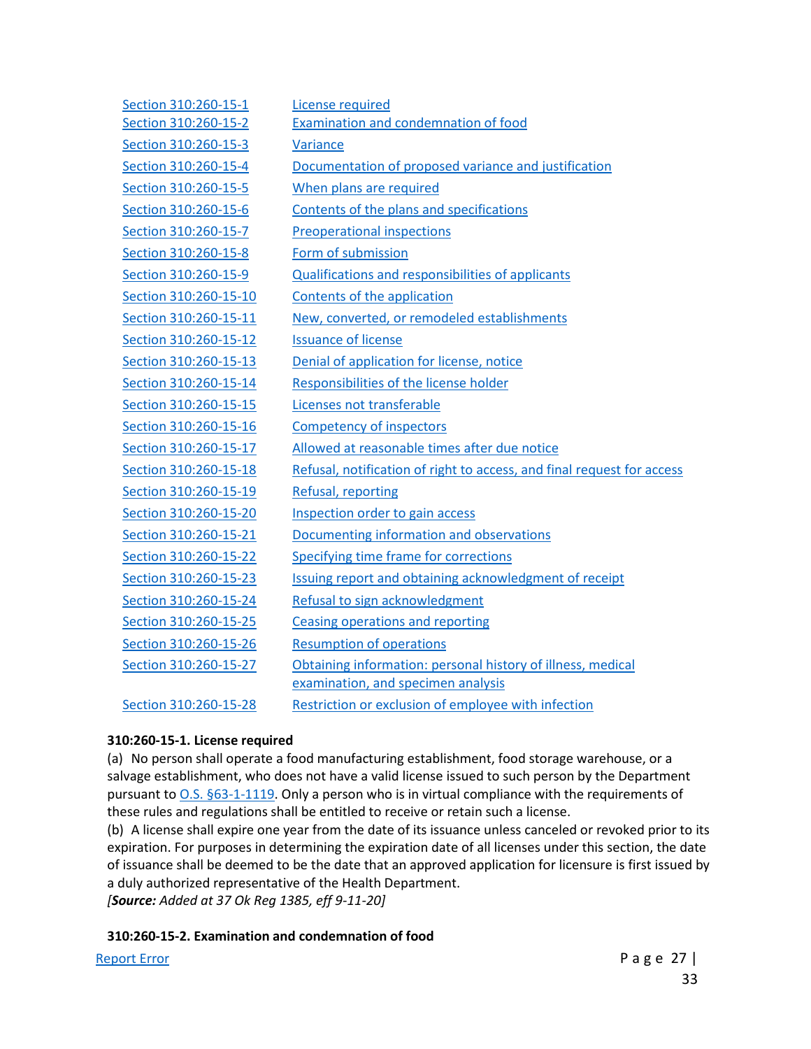| | |
|---|---|
| Section 310:260-15-1 | License required |
| Section 310:260-15-2 | Examination and condemnation of food |
| Section 310:260-15-3 | Variance |
| Section 310:260-15-4 | Documentation of proposed variance and justification |
| Section 310:260-15-5 | When plans are required |
| Section 310:260-15-6 | Contents of the plans and specifications |
| Section 310:260-15-7 | Preoperational inspections |
| Section 310:260-15-8 | Form of submission |
| Section 310:260-15-9 | Qualifications and responsibilities of applicants |
| Section 310:260-15-10 | Contents of the application |
| Section 310:260-15-11 | New, converted, or remodeled establishments |
| Section 310:260-15-12 | Issuance of license |
| Section 310:260-15-13 | Denial of application for license, notice |
| Section 310:260-15-14 | Responsibilities of the license holder |
| Section 310:260-15-15 | Licenses not transferable |
| Section 310:260-15-16 | Competency of inspectors |
| Section 310:260-15-17 | Allowed at reasonable times after due notice |
| Section 310:260-15-18 | Refusal, notification of right to access, and final request for access |
| Section 310:260-15-19 | Refusal, reporting |
| Section 310:260-15-20 | Inspection order to gain access |
| Section 310:260-15-21 | Documenting information and observations |
| Section 310:260-15-22 | Specifying time frame for corrections |
| Section 310:260-15-23 | Issuing report and obtaining acknowledgment of receipt |
| Section 310:260-15-24 | Refusal to sign acknowledgment |
| Section 310:260-15-25 | Ceasing operations and reporting |
| Section 310:260-15-26 | Resumption of operations |
| Section 310:260-15-27 | Obtaining information: personal history of illness, medical examination, and specimen analysis |
| Section 310:260-15-28 | Restriction or exclusion of employee with infection |

**310:260-15-1. License required**

(a) No person shall operate a food manufacturing establishment, food storage warehouse, or a salvage establishment, who does not have a valid license issued to such person by the Department pursuant to O.S. §63-1-1119. Only a person who is in virtual compliance with the requirements of these rules and regulations shall be entitled to receive or retain such a license.

(b) A license shall expire one year from the date of its issuance unless canceled or revoked prior to its expiration. For purposes in determining the expiration date of all licenses under this section, the date of issuance shall be deemed to be the date that an approved application for licensure is first issued by a duly authorized representative of the Health Department.

*[**Source:** Added at 37 Ok Reg 1385, eff 9-11-20]*

**310:260-15-2. Examination and condemnation of food**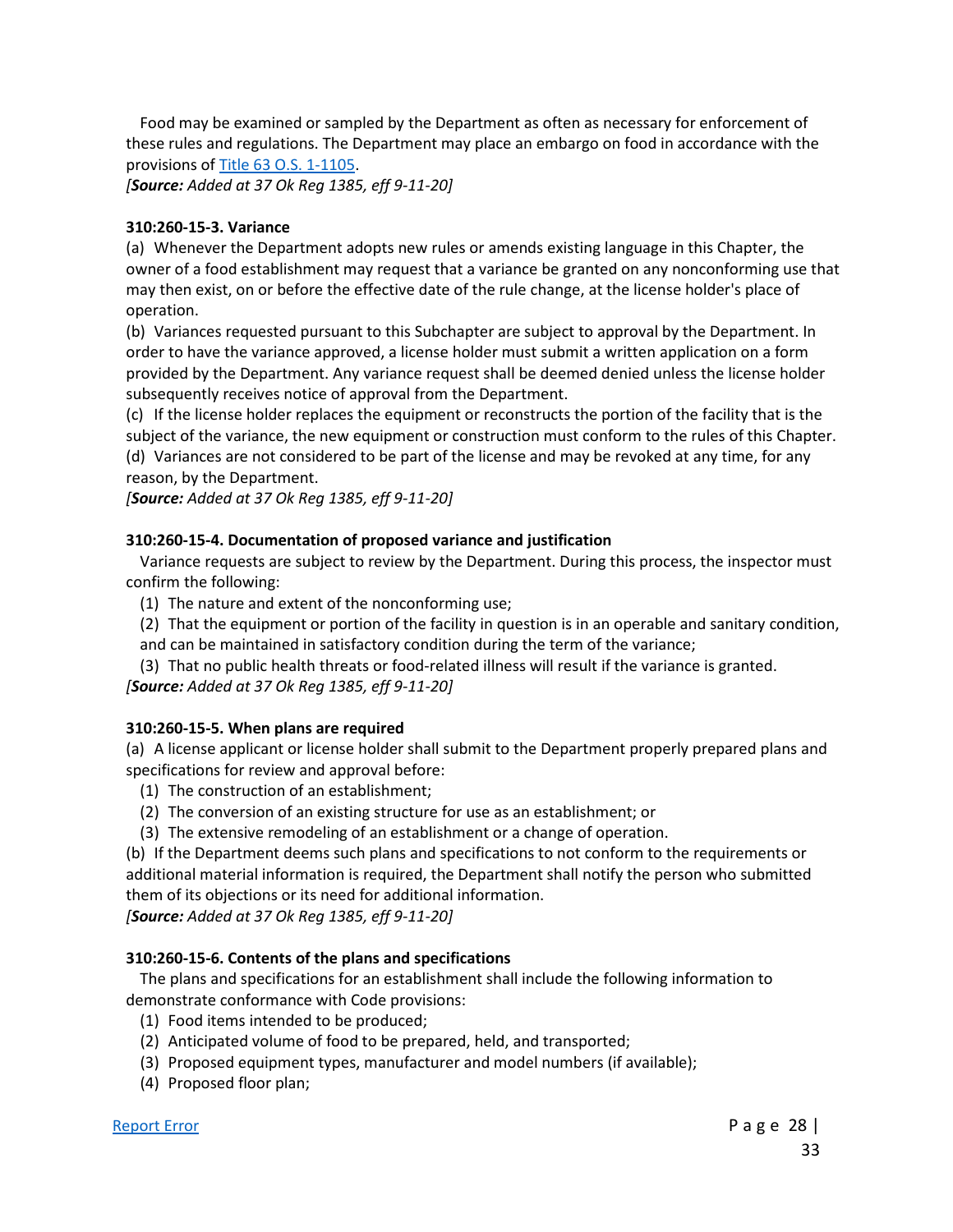Food may be examined or sampled by the Department as often as necessary for enforcement of these rules and regulations. The Department may place an embargo on food in accordance with the provisions of [Title 63 O.S. 1-1105](#).

*[**Source:** Added at 37 Ok Reg 1385, eff 9-11-20]*

**310:260-15-3. Variance**

(a) Whenever the Department adopts new rules or amends existing language in this Chapter, the owner of a food establishment may request that a variance be granted on any nonconforming use that may then exist, on or before the effective date of the rule change, at the license holder's place of operation.

(b) Variances requested pursuant to this Subchapter are subject to approval by the Department. In order to have the variance approved, a license holder must submit a written application on a form provided by the Department. Any variance request shall be deemed denied unless the license holder subsequently receives notice of approval from the Department.

(c) If the license holder replaces the equipment or reconstructs the portion of the facility that is the subject of the variance, the new equipment or construction must conform to the rules of this Chapter.

(d) Variances are not considered to be part of the license and may be revoked at any time, for any reason, by the Department.

*[**Source:** Added at 37 Ok Reg 1385, eff 9-11-20]*

**310:260-15-4. Documentation of proposed variance and justification**

Variance requests are subject to review by the Department. During this process, the inspector must confirm the following:

(1) The nature and extent of the nonconforming use;

(2) That the equipment or portion of the facility in question is in an operable and sanitary condition, and can be maintained in satisfactory condition during the term of the variance;

(3) That no public health threats or food-related illness will result if the variance is granted.

*[**Source:** Added at 37 Ok Reg 1385, eff 9-11-20]*

**310:260-15-5. When plans are required**

(a) A license applicant or license holder shall submit to the Department properly prepared plans and specifications for review and approval before:

(1) The construction of an establishment;

(2) The conversion of an existing structure for use as an establishment; or

(3) The extensive remodeling of an establishment or a change of operation.

(b) If the Department deems such plans and specifications to not conform to the requirements or additional material information is required, the Department shall notify the person who submitted them of its objections or its need for additional information.

*[**Source:** Added at 37 Ok Reg 1385, eff 9-11-20]*

**310:260-15-6. Contents of the plans and specifications**

The plans and specifications for an establishment shall include the following information to demonstrate conformance with Code provisions:

(1) Food items intended to be produced;

(2) Anticipated volume of food to be prepared, held, and transported;

(3) Proposed equipment types, manufacturer and model numbers (if available);

(4) Proposed floor plan;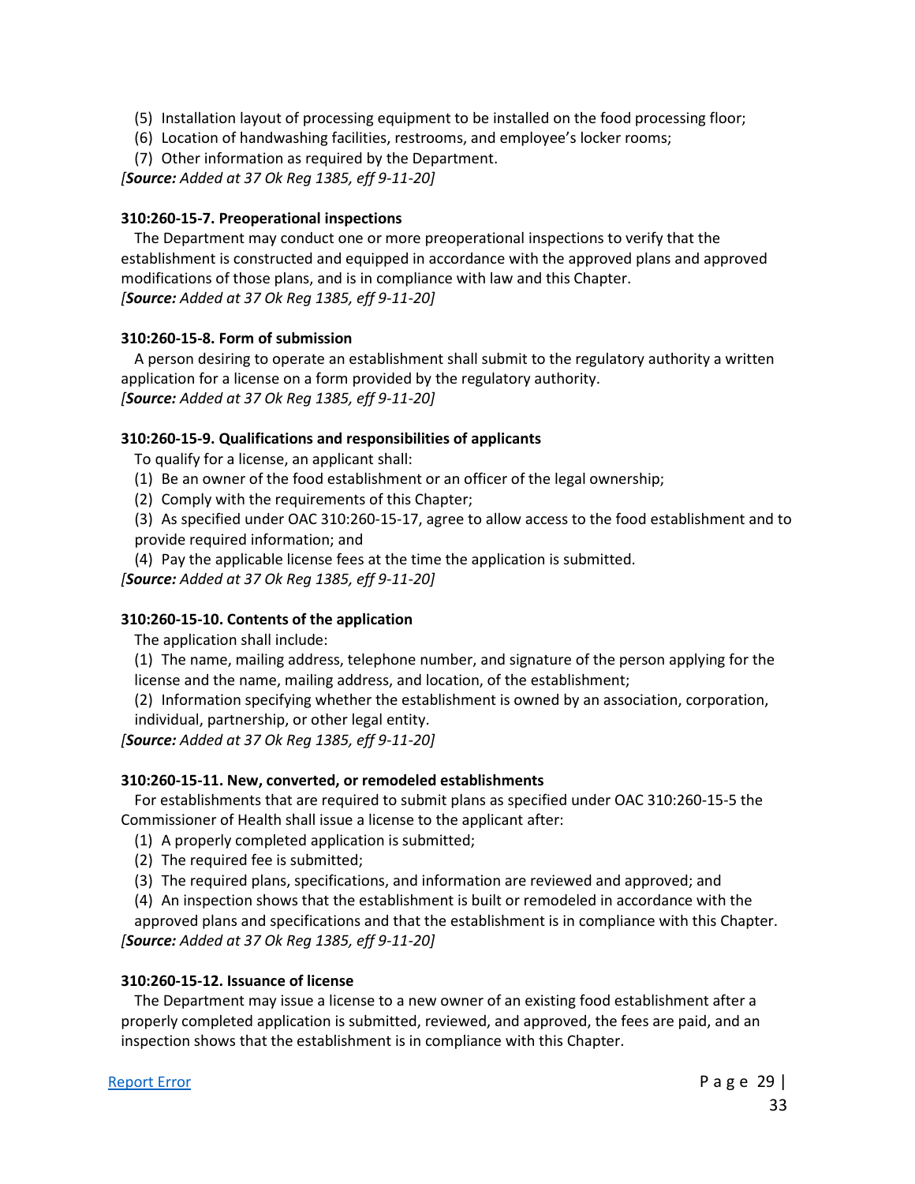(5) Installation layout of processing equipment to be installed on the food processing floor;

(6) Location of handwashing facilities, restrooms, and employee's locker rooms;

(7) Other information as required by the Department.

*[**Source:** Added at 37 Ok Reg 1385, eff 9-11-20]*

**310:260-15-7. Preoperational inspections**

The Department may conduct one or more preoperational inspections to verify that the establishment is constructed and equipped in accordance with the approved plans and approved modifications of those plans, and is in compliance with law and this Chapter.

*[**Source:** Added at 37 Ok Reg 1385, eff 9-11-20]*

**310:260-15-8. Form of submission**

A person desiring to operate an establishment shall submit to the regulatory authority a written application for a license on a form provided by the regulatory authority.

*[**Source:** Added at 37 Ok Reg 1385, eff 9-11-20]*

**310:260-15-9. Qualifications and responsibilities of applicants**

To qualify for a license, an applicant shall:

(1) Be an owner of the food establishment or an officer of the legal ownership;

(2) Comply with the requirements of this Chapter;

(3) As specified under OAC 310:260-15-17, agree to allow access to the food establishment and to provide required information; and

(4) Pay the applicable license fees at the time the application is submitted.

*[**Source:** Added at 37 Ok Reg 1385, eff 9-11-20]*

**310:260-15-10. Contents of the application**

The application shall include:

(1) The name, mailing address, telephone number, and signature of the person applying for the license and the name, mailing address, and location, of the establishment;

(2) Information specifying whether the establishment is owned by an association, corporation, individual, partnership, or other legal entity.

*[**Source:** Added at 37 Ok Reg 1385, eff 9-11-20]*

**310:260-15-11. New, converted, or remodeled establishments**

For establishments that are required to submit plans as specified under OAC 310:260-15-5 the Commissioner of Health shall issue a license to the applicant after:

(1) A properly completed application is submitted;

(2) The required fee is submitted;

(3) The required plans, specifications, and information are reviewed and approved; and

(4) An inspection shows that the establishment is built or remodeled in accordance with the approved plans and specifications and that the establishment is in compliance with this Chapter.

*[**Source:** Added at 37 Ok Reg 1385, eff 9-11-20]*

**310:260-15-12. Issuance of license**

The Department may issue a license to a new owner of an existing food establishment after a properly completed application is submitted, reviewed, and approved, the fees are paid, and an inspection shows that the establishment is in compliance with this Chapter.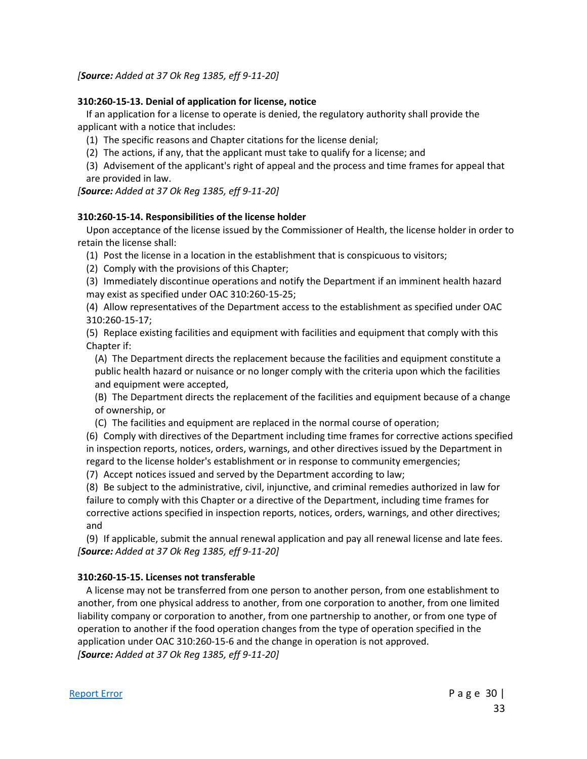*[**Source:** Added at 37 Ok Reg 1385, eff 9-11-20]*

**310:260-15-13. Denial of application for license, notice**

If an application for a license to operate is denied, the regulatory authority shall provide the applicant with a notice that includes:

(1) The specific reasons and Chapter citations for the license denial;

(2) The actions, if any, that the applicant must take to qualify for a license; and

(3) Advisement of the applicant's right of appeal and the process and time frames for appeal that are provided in law.

*[**Source:** Added at 37 Ok Reg 1385, eff 9-11-20]*

**310:260-15-14. Responsibilities of the license holder**

Upon acceptance of the license issued by the Commissioner of Health, the license holder in order to retain the license shall:

(1) Post the license in a location in the establishment that is conspicuous to visitors;

(2) Comply with the provisions of this Chapter;

(3) Immediately discontinue operations and notify the Department if an imminent health hazard may exist as specified under OAC 310:260-15-25;

(4) Allow representatives of the Department access to the establishment as specified under OAC 310:260-15-17;

(5) Replace existing facilities and equipment with facilities and equipment that comply with this Chapter if:

(A) The Department directs the replacement because the facilities and equipment constitute a public health hazard or nuisance or no longer comply with the criteria upon which the facilities and equipment were accepted,

(B) The Department directs the replacement of the facilities and equipment because of a change of ownership, or

(C) The facilities and equipment are replaced in the normal course of operation;

(6) Comply with directives of the Department including time frames for corrective actions specified in inspection reports, notices, orders, warnings, and other directives issued by the Department in regard to the license holder's establishment or in response to community emergencies;

(7) Accept notices issued and served by the Department according to law;

(8) Be subject to the administrative, civil, injunctive, and criminal remedies authorized in law for failure to comply with this Chapter or a directive of the Department, including time frames for corrective actions specified in inspection reports, notices, orders, warnings, and other directives; and

(9) If applicable, submit the annual renewal application and pay all renewal license and late fees.

*[**Source:** Added at 37 Ok Reg 1385, eff 9-11-20]*

**310:260-15-15. Licenses not transferable**

A license may not be transferred from one person to another person, from one establishment to another, from one physical address to another, from one corporation to another, from one limited liability company or corporation to another, from one partnership to another, or from one type of operation to another if the food operation changes from the type of operation specified in the application under OAC 310:260-15-6 and the change in operation is not approved.

*[**Source:** Added at 37 Ok Reg 1385, eff 9-11-20]*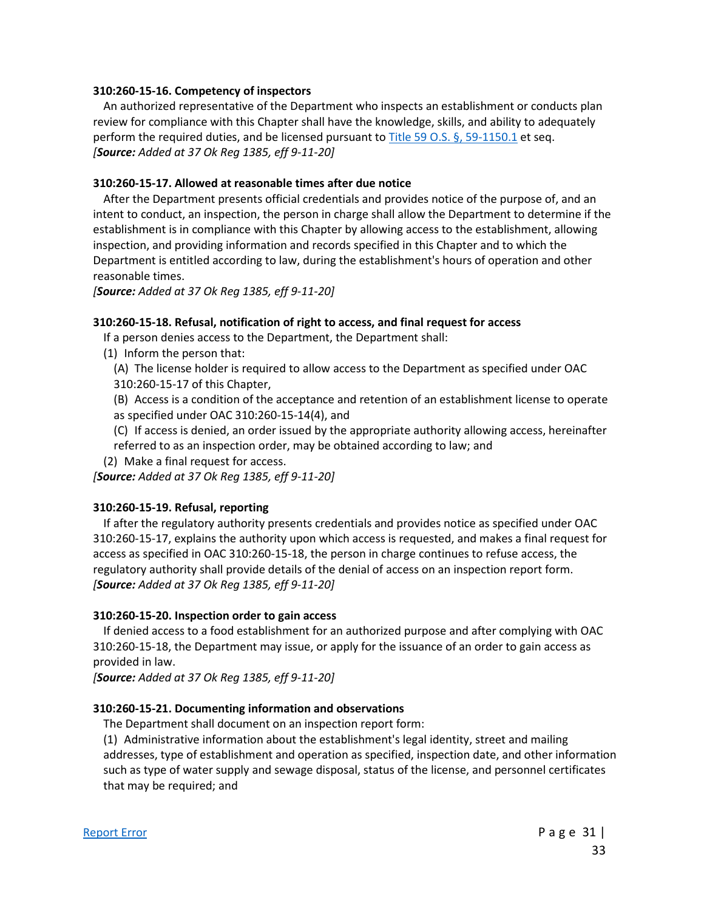**310:260-15-16. Competency of inspectors**

An authorized representative of the Department who inspects an establishment or conducts plan review for compliance with this Chapter shall have the knowledge, skills, and ability to adequately perform the required duties, and be licensed pursuant to [Title 59 O.S. §, 59-1150.1](#) et seq.
*[**Source:** Added at 37 Ok Reg 1385, eff 9-11-20]*

**310:260-15-17. Allowed at reasonable times after due notice**

After the Department presents official credentials and provides notice of the purpose of, and an intent to conduct, an inspection, the person in charge shall allow the Department to determine if the establishment is in compliance with this Chapter by allowing access to the establishment, allowing inspection, and providing information and records specified in this Chapter and to which the Department is entitled according to law, during the establishment's hours of operation and other reasonable times.
*[**Source:** Added at 37 Ok Reg 1385, eff 9-11-20]*

**310:260-15-18. Refusal, notification of right to access, and final request for access**

If a person denies access to the Department, the Department shall:

(1) Inform the person that:

(A) The license holder is required to allow access to the Department as specified under OAC 310:260-15-17 of this Chapter,

(B) Access is a condition of the acceptance and retention of an establishment license to operate as specified under OAC 310:260-15-14(4), and

(C) If access is denied, an order issued by the appropriate authority allowing access, hereinafter referred to as an inspection order, may be obtained according to law; and

(2) Make a final request for access.

*[**Source:** Added at 37 Ok Reg 1385, eff 9-11-20]*

**310:260-15-19. Refusal, reporting**

If after the regulatory authority presents credentials and provides notice as specified under OAC 310:260-15-17, explains the authority upon which access is requested, and makes a final request for access as specified in OAC 310:260-15-18, the person in charge continues to refuse access, the regulatory authority shall provide details of the denial of access on an inspection report form.
*[**Source:** Added at 37 Ok Reg 1385, eff 9-11-20]*

**310:260-15-20. Inspection order to gain access**

If denied access to a food establishment for an authorized purpose and after complying with OAC 310:260-15-18, the Department may issue, or apply for the issuance of an order to gain access as provided in law.
*[**Source:** Added at 37 Ok Reg 1385, eff 9-11-20]*

**310:260-15-21. Documenting information and observations**

The Department shall document on an inspection report form:

(1) Administrative information about the establishment's legal identity, street and mailing addresses, type of establishment and operation as specified, inspection date, and other information such as type of water supply and sewage disposal, status of the license, and personnel certificates that may be required; and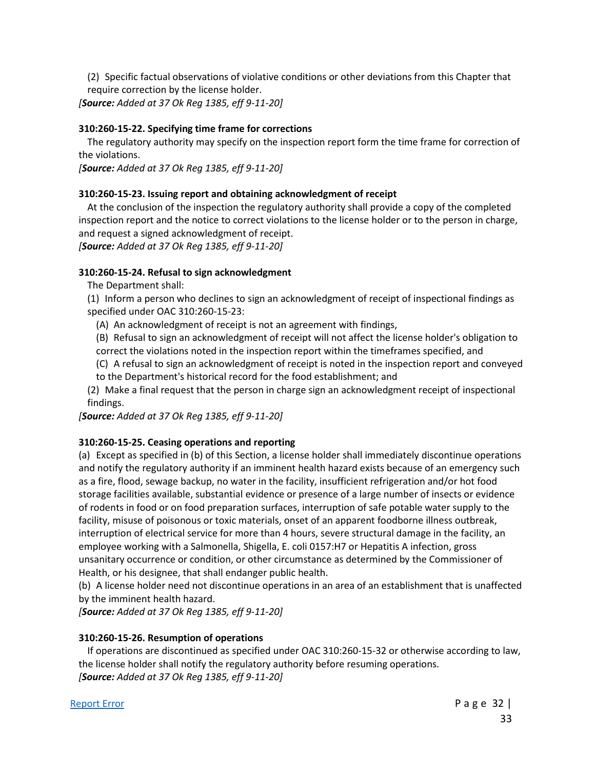(2) Specific factual observations of violative conditions or other deviations from this Chapter that require correction by the license holder.

*[**Source:** Added at 37 Ok Reg 1385, eff 9-11-20]*

**310:260-15-22. Specifying time frame for corrections**

The regulatory authority may specify on the inspection report form the time frame for correction of the violations.

*[**Source:** Added at 37 Ok Reg 1385, eff 9-11-20]*

**310:260-15-23. Issuing report and obtaining acknowledgment of receipt**

At the conclusion of the inspection the regulatory authority shall provide a copy of the completed inspection report and the notice to correct violations to the license holder or to the person in charge, and request a signed acknowledgment of receipt.

*[**Source:** Added at 37 Ok Reg 1385, eff 9-11-20]*

**310:260-15-24. Refusal to sign acknowledgment**

The Department shall:

(1) Inform a person who declines to sign an acknowledgment of receipt of inspectional findings as specified under OAC 310:260-15-23:

(A) An acknowledgment of receipt is not an agreement with findings,

(B) Refusal to sign an acknowledgment of receipt will not affect the license holder's obligation to correct the violations noted in the inspection report within the timeframes specified, and

(C) A refusal to sign an acknowledgment of receipt is noted in the inspection report and conveyed to the Department's historical record for the food establishment; and

(2) Make a final request that the person in charge sign an acknowledgment receipt of inspectional findings.

*[**Source:** Added at 37 Ok Reg 1385, eff 9-11-20]*

**310:260-15-25. Ceasing operations and reporting**

(a) Except as specified in (b) of this Section, a license holder shall immediately discontinue operations and notify the regulatory authority if an imminent health hazard exists because of an emergency such as a fire, flood, sewage backup, no water in the facility, insufficient refrigeration and/or hot food storage facilities available, substantial evidence or presence of a large number of insects or evidence of rodents in food or on food preparation surfaces, interruption of safe potable water supply to the facility, misuse of poisonous or toxic materials, onset of an apparent foodborne illness outbreak, interruption of electrical service for more than 4 hours, severe structural damage in the facility, an employee working with a Salmonella, Shigella, E. coli 0157:H7 or Hepatitis A infection, gross unsanitary occurrence or condition, or other circumstance as determined by the Commissioner of Health, or his designee, that shall endanger public health.

(b) A license holder need not discontinue operations in an area of an establishment that is unaffected by the imminent health hazard.

*[**Source:** Added at 37 Ok Reg 1385, eff 9-11-20]*

**310:260-15-26. Resumption of operations**

If operations are discontinued as specified under OAC 310:260-15-32 or otherwise according to law, the license holder shall notify the regulatory authority before resuming operations.

*[**Source:** Added at 37 Ok Reg 1385, eff 9-11-20]*

Report Error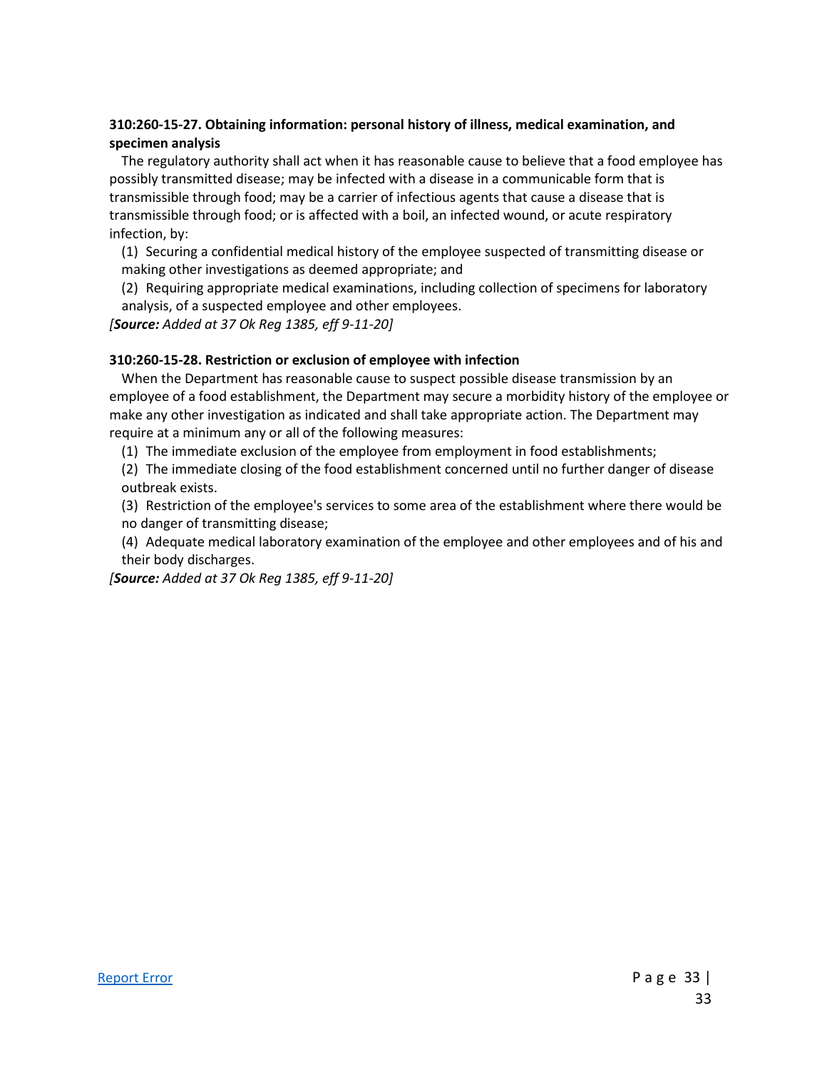**310:260-15-27. Obtaining information: personal history of illness, medical examination, and specimen analysis**

The regulatory authority shall act when it has reasonable cause to believe that a food employee has possibly transmitted disease; may be infected with a disease in a communicable form that is transmissible through food; may be a carrier of infectious agents that cause a disease that is transmissible through food; or is affected with a boil, an infected wound, or acute respiratory infection, by:

(1) Securing a confidential medical history of the employee suspected of transmitting disease or making other investigations as deemed appropriate; and

(2) Requiring appropriate medical examinations, including collection of specimens for laboratory analysis, of a suspected employee and other employees.

*[**Source:** Added at 37 Ok Reg 1385, eff 9-11-20]*

**310:260-15-28. Restriction or exclusion of employee with infection**

When the Department has reasonable cause to suspect possible disease transmission by an employee of a food establishment, the Department may secure a morbidity history of the employee or make any other investigation as indicated and shall take appropriate action. The Department may require at a minimum any or all of the following measures:

(1) The immediate exclusion of the employee from employment in food establishments;

(2) The immediate closing of the food establishment concerned until no further danger of disease outbreak exists.

(3) Restriction of the employee's services to some area of the establishment where there would be no danger of transmitting disease;

(4) Adequate medical laboratory examination of the employee and other employees and of his and their body discharges.

*[**Source:** Added at 37 Ok Reg 1385, eff 9-11-20]*

Report Error